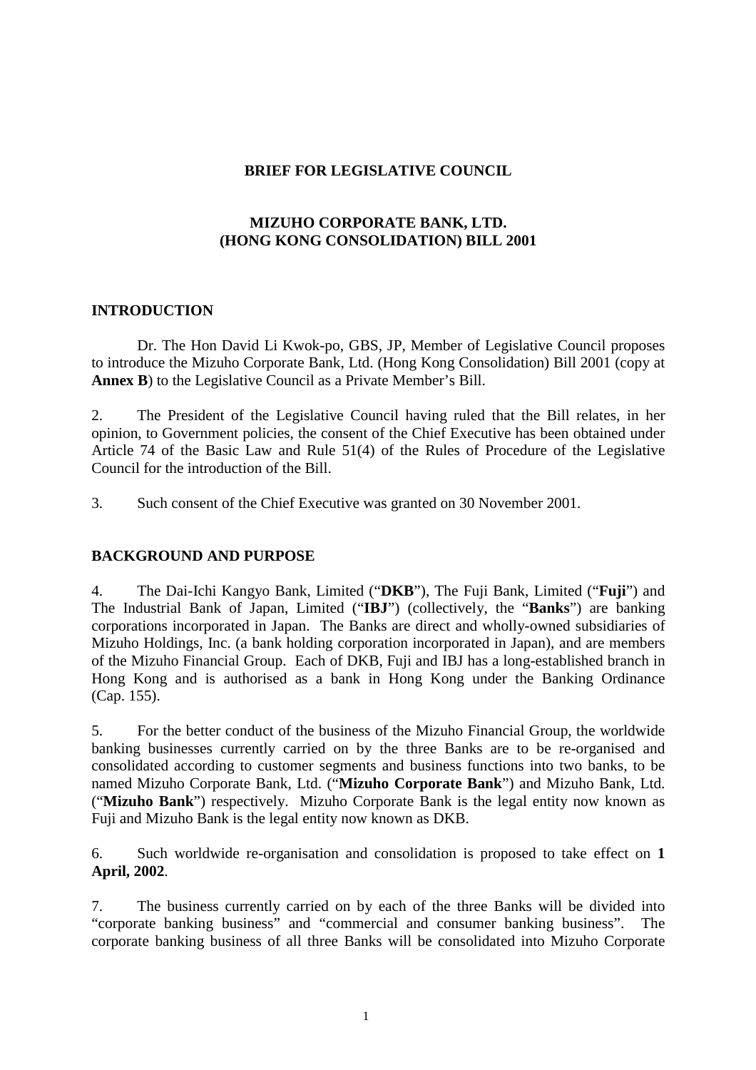**BRIEF FOR LEGISLATIVE COUNCIL**

**MIZUHO CORPORATE BANK, LTD.**
**(HONG KONG CONSOLIDATION) BILL 2001**

## INTRODUCTION

Dr. The Hon David Li Kwok-po, GBS, JP, Member of Legislative Council proposes to introduce the Mizuho Corporate Bank, Ltd. (Hong Kong Consolidation) Bill 2001 (copy at **Annex B**) to the Legislative Council as a Private Member's Bill.

2. The President of the Legislative Council having ruled that the Bill relates, in her opinion, to Government policies, the consent of the Chief Executive has been obtained under Article 74 of the Basic Law and Rule 51(4) of the Rules of Procedure of the Legislative Council for the introduction of the Bill.

3. Such consent of the Chief Executive was granted on 30 November 2001.

## BACKGROUND AND PURPOSE

4. The Dai-Ichi Kangyo Bank, Limited ("**DKB**"), The Fuji Bank, Limited ("**Fuji**") and The Industrial Bank of Japan, Limited ("**IBJ**") (collectively, the "**Banks**") are banking corporations incorporated in Japan. The Banks are direct and wholly-owned subsidiaries of Mizuho Holdings, Inc. (a bank holding corporation incorporated in Japan), and are members of the Mizuho Financial Group. Each of DKB, Fuji and IBJ has a long-established branch in Hong Kong and is authorised as a bank in Hong Kong under the Banking Ordinance (Cap. 155).

5. For the better conduct of the business of the Mizuho Financial Group, the worldwide banking businesses currently carried on by the three Banks are to be re-organised and consolidated according to customer segments and business functions into two banks, to be named Mizuho Corporate Bank, Ltd. ("**Mizuho Corporate Bank**") and Mizuho Bank, Ltd. ("**Mizuho Bank**") respectively. Mizuho Corporate Bank is the legal entity now known as Fuji and Mizuho Bank is the legal entity now known as DKB.

6. Such worldwide re-organisation and consolidation is proposed to take effect on **1 April, 2002**.

7. The business currently carried on by each of the three Banks will be divided into "corporate banking business" and "commercial and consumer banking business". The corporate banking business of all three Banks will be consolidated into Mizuho Corporate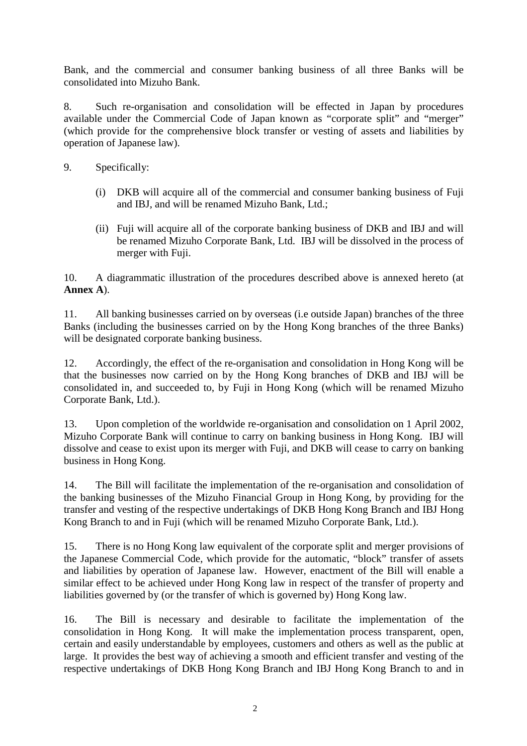Bank, and the commercial and consumer banking business of all three Banks will be consolidated into Mizuho Bank.

8. Such re-organisation and consolidation will be effected in Japan by procedures available under the Commercial Code of Japan known as "corporate split" and "merger" (which provide for the comprehensive block transfer or vesting of assets and liabilities by operation of Japanese law).

9. Specifically:

(i) DKB will acquire all of the commercial and consumer banking business of Fuji and IBJ, and will be renamed Mizuho Bank, Ltd.;

(ii) Fuji will acquire all of the corporate banking business of DKB and IBJ and will be renamed Mizuho Corporate Bank, Ltd. IBJ will be dissolved in the process of merger with Fuji.

10. A diagrammatic illustration of the procedures described above is annexed hereto (at **Annex A**).

11. All banking businesses carried on by overseas (i.e outside Japan) branches of the three Banks (including the businesses carried on by the Hong Kong branches of the three Banks) will be designated corporate banking business.

12. Accordingly, the effect of the re-organisation and consolidation in Hong Kong will be that the businesses now carried on by the Hong Kong branches of DKB and IBJ will be consolidated in, and succeeded to, by Fuji in Hong Kong (which will be renamed Mizuho Corporate Bank, Ltd.).

13. Upon completion of the worldwide re-organisation and consolidation on 1 April 2002, Mizuho Corporate Bank will continue to carry on banking business in Hong Kong. IBJ will dissolve and cease to exist upon its merger with Fuji, and DKB will cease to carry on banking business in Hong Kong.

14. The Bill will facilitate the implementation of the re-organisation and consolidation of the banking businesses of the Mizuho Financial Group in Hong Kong, by providing for the transfer and vesting of the respective undertakings of DKB Hong Kong Branch and IBJ Hong Kong Branch to and in Fuji (which will be renamed Mizuho Corporate Bank, Ltd.).

15. There is no Hong Kong law equivalent of the corporate split and merger provisions of the Japanese Commercial Code, which provide for the automatic, "block" transfer of assets and liabilities by operation of Japanese law. However, enactment of the Bill will enable a similar effect to be achieved under Hong Kong law in respect of the transfer of property and liabilities governed by (or the transfer of which is governed by) Hong Kong law.

16. The Bill is necessary and desirable to facilitate the implementation of the consolidation in Hong Kong. It will make the implementation process transparent, open, certain and easily understandable by employees, customers and others as well as the public at large. It provides the best way of achieving a smooth and efficient transfer and vesting of the respective undertakings of DKB Hong Kong Branch and IBJ Hong Kong Branch to and in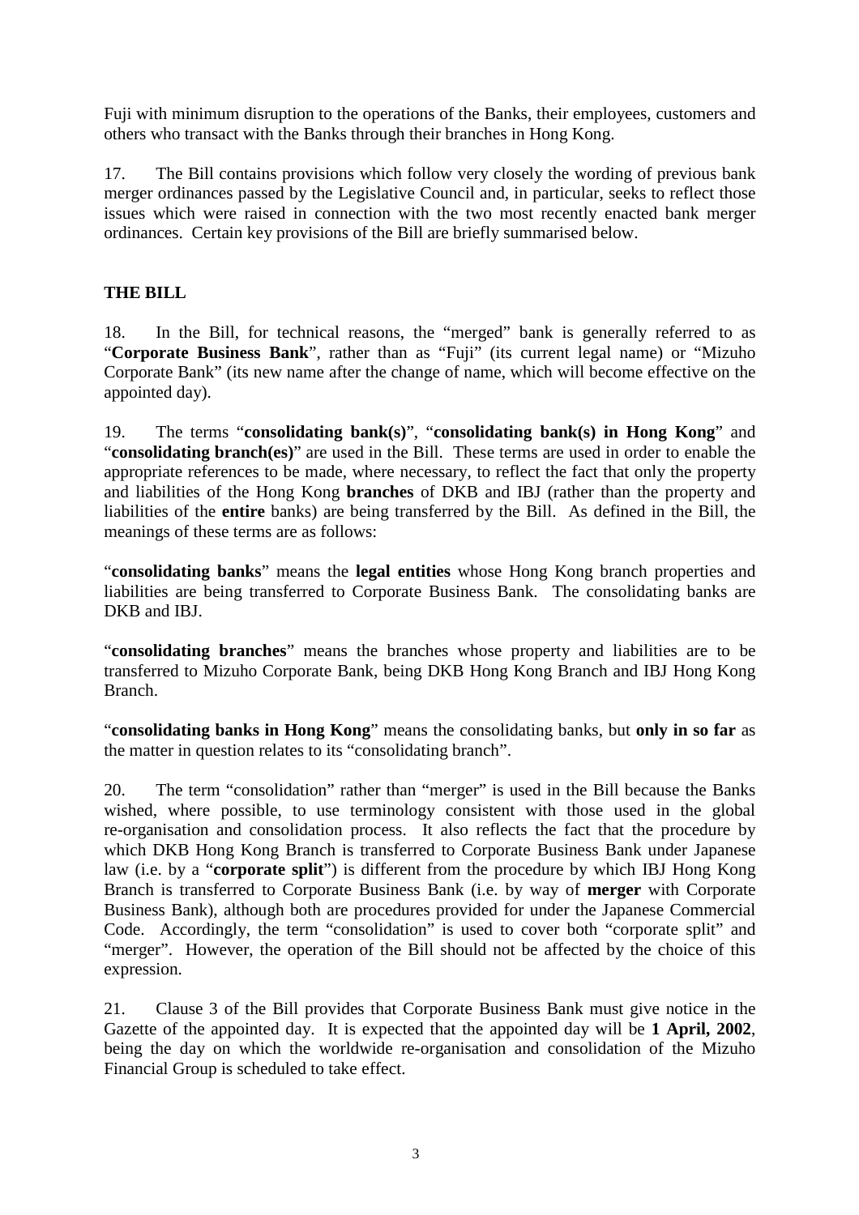Fuji with minimum disruption to the operations of the Banks, their employees, customers and others who transact with the Banks through their branches in Hong Kong.

17. The Bill contains provisions which follow very closely the wording of previous bank merger ordinances passed by the Legislative Council and, in particular, seeks to reflect those issues which were raised in connection with the two most recently enacted bank merger ordinances. Certain key provisions of the Bill are briefly summarised below.

**THE BILL**

18. In the Bill, for technical reasons, the "merged" bank is generally referred to as "**Corporate Business Bank**", rather than as "Fuji" (its current legal name) or "Mizuho Corporate Bank" (its new name after the change of name, which will become effective on the appointed day).

19. The terms "**consolidating bank(s)**", "**consolidating bank(s) in Hong Kong**" and "**consolidating branch(es)**" are used in the Bill. These terms are used in order to enable the appropriate references to be made, where necessary, to reflect the fact that only the property and liabilities of the Hong Kong **branches** of DKB and IBJ (rather than the property and liabilities of the **entire** banks) are being transferred by the Bill. As defined in the Bill, the meanings of these terms are as follows:

"**consolidating banks**" means the **legal entities** whose Hong Kong branch properties and liabilities are being transferred to Corporate Business Bank. The consolidating banks are DKB and IBJ.

"**consolidating branches**" means the branches whose property and liabilities are to be transferred to Mizuho Corporate Bank, being DKB Hong Kong Branch and IBJ Hong Kong Branch.

"**consolidating banks in Hong Kong**" means the consolidating banks, but **only in so far** as the matter in question relates to its "consolidating branch".

20. The term "consolidation" rather than "merger" is used in the Bill because the Banks wished, where possible, to use terminology consistent with those used in the global re-organisation and consolidation process. It also reflects the fact that the procedure by which DKB Hong Kong Branch is transferred to Corporate Business Bank under Japanese law (i.e. by a "**corporate split**") is different from the procedure by which IBJ Hong Kong Branch is transferred to Corporate Business Bank (i.e. by way of **merger** with Corporate Business Bank), although both are procedures provided for under the Japanese Commercial Code. Accordingly, the term "consolidation" is used to cover both "corporate split" and "merger". However, the operation of the Bill should not be affected by the choice of this expression.

21. Clause 3 of the Bill provides that Corporate Business Bank must give notice in the Gazette of the appointed day. It is expected that the appointed day will be **1 April, 2002**, being the day on which the worldwide re-organisation and consolidation of the Mizuho Financial Group is scheduled to take effect.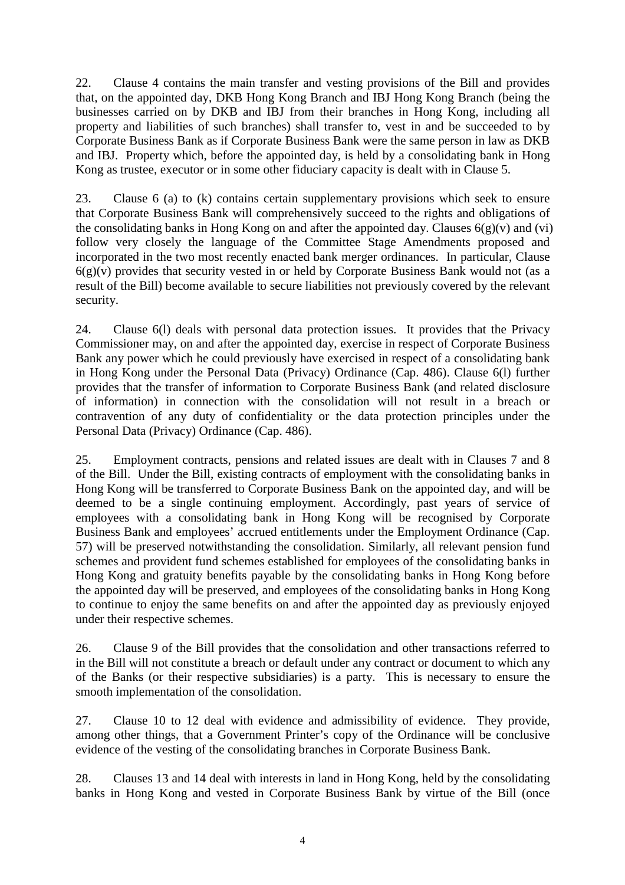22. Clause 4 contains the main transfer and vesting provisions of the Bill and provides that, on the appointed day, DKB Hong Kong Branch and IBJ Hong Kong Branch (being the businesses carried on by DKB and IBJ from their branches in Hong Kong, including all property and liabilities of such branches) shall transfer to, vest in and be succeeded to by Corporate Business Bank as if Corporate Business Bank were the same person in law as DKB and IBJ. Property which, before the appointed day, is held by a consolidating bank in Hong Kong as trustee, executor or in some other fiduciary capacity is dealt with in Clause 5.

23. Clause 6 (a) to (k) contains certain supplementary provisions which seek to ensure that Corporate Business Bank will comprehensively succeed to the rights and obligations of the consolidating banks in Hong Kong on and after the appointed day. Clauses 6(g)(v) and (vi) follow very closely the language of the Committee Stage Amendments proposed and incorporated in the two most recently enacted bank merger ordinances. In particular, Clause 6(g)(v) provides that security vested in or held by Corporate Business Bank would not (as a result of the Bill) become available to secure liabilities not previously covered by the relevant security.

24. Clause 6(l) deals with personal data protection issues. It provides that the Privacy Commissioner may, on and after the appointed day, exercise in respect of Corporate Business Bank any power which he could previously have exercised in respect of a consolidating bank in Hong Kong under the Personal Data (Privacy) Ordinance (Cap. 486). Clause 6(l) further provides that the transfer of information to Corporate Business Bank (and related disclosure of information) in connection with the consolidation will not result in a breach or contravention of any duty of confidentiality or the data protection principles under the Personal Data (Privacy) Ordinance (Cap. 486).

25. Employment contracts, pensions and related issues are dealt with in Clauses 7 and 8 of the Bill. Under the Bill, existing contracts of employment with the consolidating banks in Hong Kong will be transferred to Corporate Business Bank on the appointed day, and will be deemed to be a single continuing employment. Accordingly, past years of service of employees with a consolidating bank in Hong Kong will be recognised by Corporate Business Bank and employees' accrued entitlements under the Employment Ordinance (Cap. 57) will be preserved notwithstanding the consolidation. Similarly, all relevant pension fund schemes and provident fund schemes established for employees of the consolidating banks in Hong Kong and gratuity benefits payable by the consolidating banks in Hong Kong before the appointed day will be preserved, and employees of the consolidating banks in Hong Kong to continue to enjoy the same benefits on and after the appointed day as previously enjoyed under their respective schemes.

26. Clause 9 of the Bill provides that the consolidation and other transactions referred to in the Bill will not constitute a breach or default under any contract or document to which any of the Banks (or their respective subsidiaries) is a party. This is necessary to ensure the smooth implementation of the consolidation.

27. Clause 10 to 12 deal with evidence and admissibility of evidence. They provide, among other things, that a Government Printer's copy of the Ordinance will be conclusive evidence of the vesting of the consolidating branches in Corporate Business Bank.

28. Clauses 13 and 14 deal with interests in land in Hong Kong, held by the consolidating banks in Hong Kong and vested in Corporate Business Bank by virtue of the Bill (once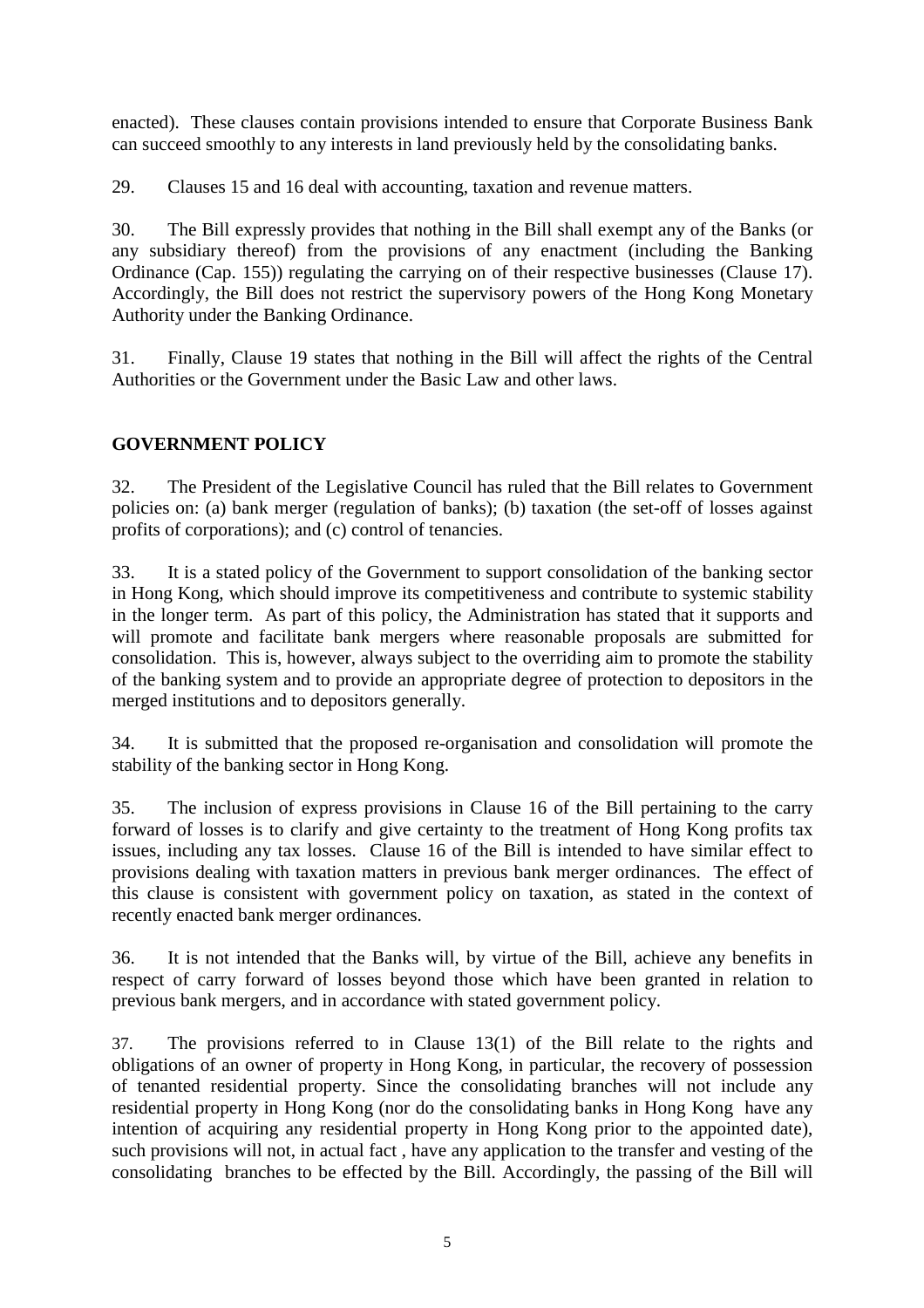enacted). These clauses contain provisions intended to ensure that Corporate Business Bank can succeed smoothly to any interests in land previously held by the consolidating banks.

29. Clauses 15 and 16 deal with accounting, taxation and revenue matters.

30. The Bill expressly provides that nothing in the Bill shall exempt any of the Banks (or any subsidiary thereof) from the provisions of any enactment (including the Banking Ordinance (Cap. 155)) regulating the carrying on of their respective businesses (Clause 17). Accordingly, the Bill does not restrict the supervisory powers of the Hong Kong Monetary Authority under the Banking Ordinance.

31. Finally, Clause 19 states that nothing in the Bill will affect the rights of the Central Authorities or the Government under the Basic Law and other laws.

## GOVERNMENT POLICY

32. The President of the Legislative Council has ruled that the Bill relates to Government policies on: (a) bank merger (regulation of banks); (b) taxation (the set-off of losses against profits of corporations); and (c) control of tenancies.

33. It is a stated policy of the Government to support consolidation of the banking sector in Hong Kong, which should improve its competitiveness and contribute to systemic stability in the longer term. As part of this policy, the Administration has stated that it supports and will promote and facilitate bank mergers where reasonable proposals are submitted for consolidation. This is, however, always subject to the overriding aim to promote the stability of the banking system and to provide an appropriate degree of protection to depositors in the merged institutions and to depositors generally.

34. It is submitted that the proposed re-organisation and consolidation will promote the stability of the banking sector in Hong Kong.

35. The inclusion of express provisions in Clause 16 of the Bill pertaining to the carry forward of losses is to clarify and give certainty to the treatment of Hong Kong profits tax issues, including any tax losses. Clause 16 of the Bill is intended to have similar effect to provisions dealing with taxation matters in previous bank merger ordinances. The effect of this clause is consistent with government policy on taxation, as stated in the context of recently enacted bank merger ordinances.

36. It is not intended that the Banks will, by virtue of the Bill, achieve any benefits in respect of carry forward of losses beyond those which have been granted in relation to previous bank mergers, and in accordance with stated government policy.

37. The provisions referred to in Clause 13(1) of the Bill relate to the rights and obligations of an owner of property in Hong Kong, in particular, the recovery of possession of tenanted residential property. Since the consolidating branches will not include any residential property in Hong Kong (nor do the consolidating banks in Hong Kong have any intention of acquiring any residential property in Hong Kong prior to the appointed date), such provisions will not, in actual fact , have any application to the transfer and vesting of the consolidating branches to be effected by the Bill. Accordingly, the passing of the Bill will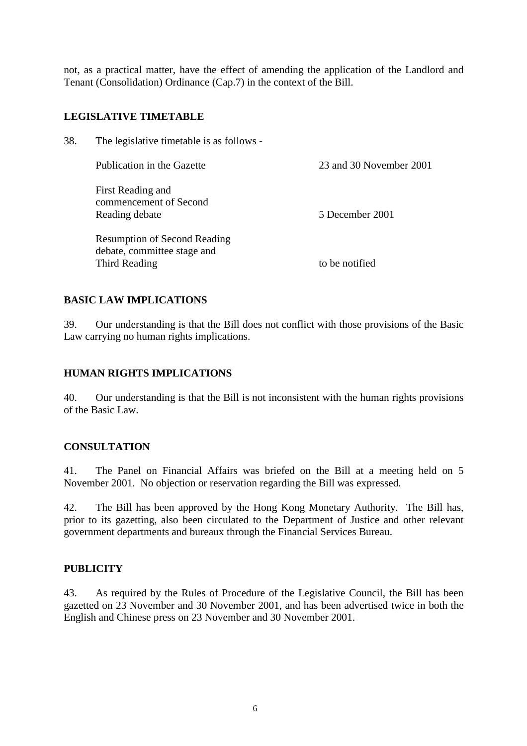not, as a practical matter, have the effect of amending the application of the Landlord and Tenant (Consolidation) Ordinance (Cap.7) in the context of the Bill.

## LEGISLATIVE TIMETABLE

38. The legislative timetable is as follows -

| | |
|---|---|
| Publication in the Gazette | 23 and 30 November 2001 |
| First Reading and commencement of Second Reading debate | 5 December 2001 |
| Resumption of Second Reading debate, committee stage and Third Reading | to be notified |

## BASIC LAW IMPLICATIONS

39. Our understanding is that the Bill does not conflict with those provisions of the Basic Law carrying no human rights implications.

## HUMAN RIGHTS IMPLICATIONS

40. Our understanding is that the Bill is not inconsistent with the human rights provisions of the Basic Law.

## CONSULTATION

41. The Panel on Financial Affairs was briefed on the Bill at a meeting held on 5 November 2001. No objection or reservation regarding the Bill was expressed.

42. The Bill has been approved by the Hong Kong Monetary Authority. The Bill has, prior to its gazetting, also been circulated to the Department of Justice and other relevant government departments and bureaux through the Financial Services Bureau.

## PUBLICITY

43. As required by the Rules of Procedure of the Legislative Council, the Bill has been gazetted on 23 November and 30 November 2001, and has been advertised twice in both the English and Chinese press on 23 November and 30 November 2001.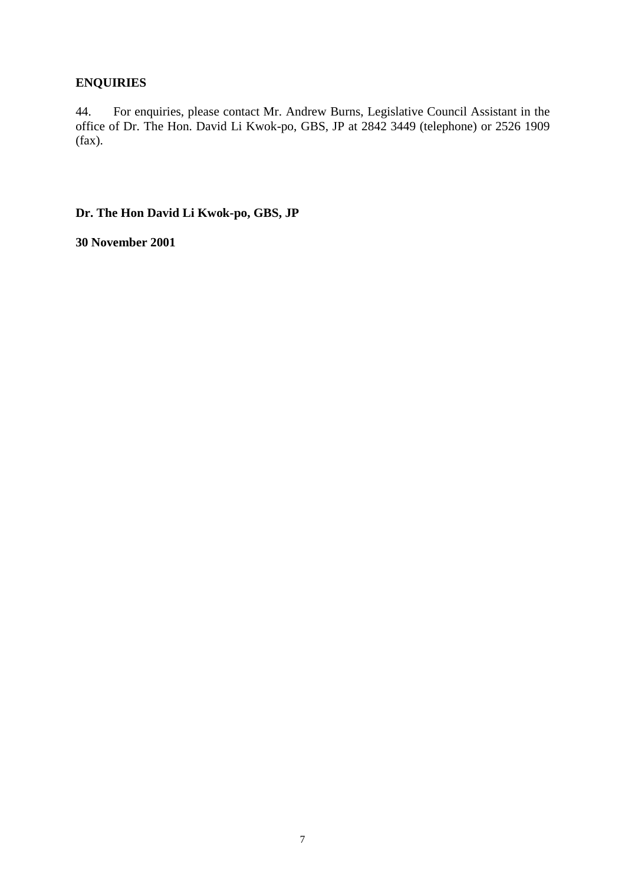## ENQUIRIES

44. For enquiries, please contact Mr. Andrew Burns, Legislative Council Assistant in the office of Dr. The Hon. David Li Kwok-po, GBS, JP at 2842 3449 (telephone) or 2526 1909 (fax).

**Dr. The Hon David Li Kwok-po, GBS, JP**

**30 November 2001**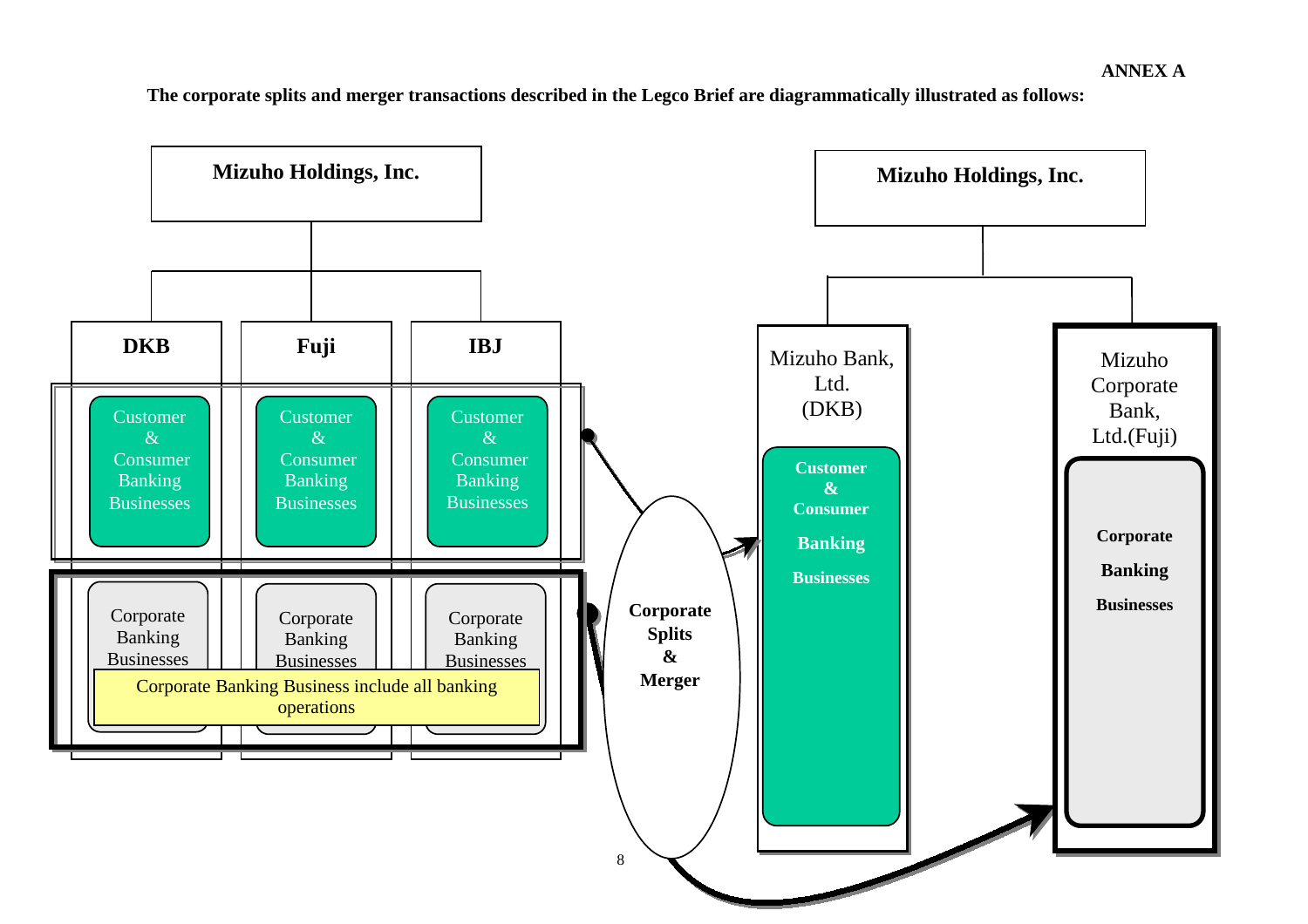ANNEX A

**The corporate splits and merger transactions described in the Legco Brief are diagrammatically illustrated as follows:**

**Mizuho Holdings, Inc.**

| DKB | Fuji | IBJ |
| --- | --- | --- |
| Customer & Consumer Banking Businesses | Customer & Consumer Banking Businesses | Customer & Consumer Banking Businesses |
| Corporate Banking Businesses | Corporate Banking Businesses | Corporate Banking Businesses |

Corporate Banking Business include all banking operations

**Corporate Splits & Merger**

**Mizuho Holdings, Inc.**

| Mizuho Bank, Ltd. (DKB) | Mizuho Corporate Bank, Ltd.(Fuji) |
| --- | --- |
| **Customer & Consumer Banking Businesses** | **Corporate Banking Businesses** |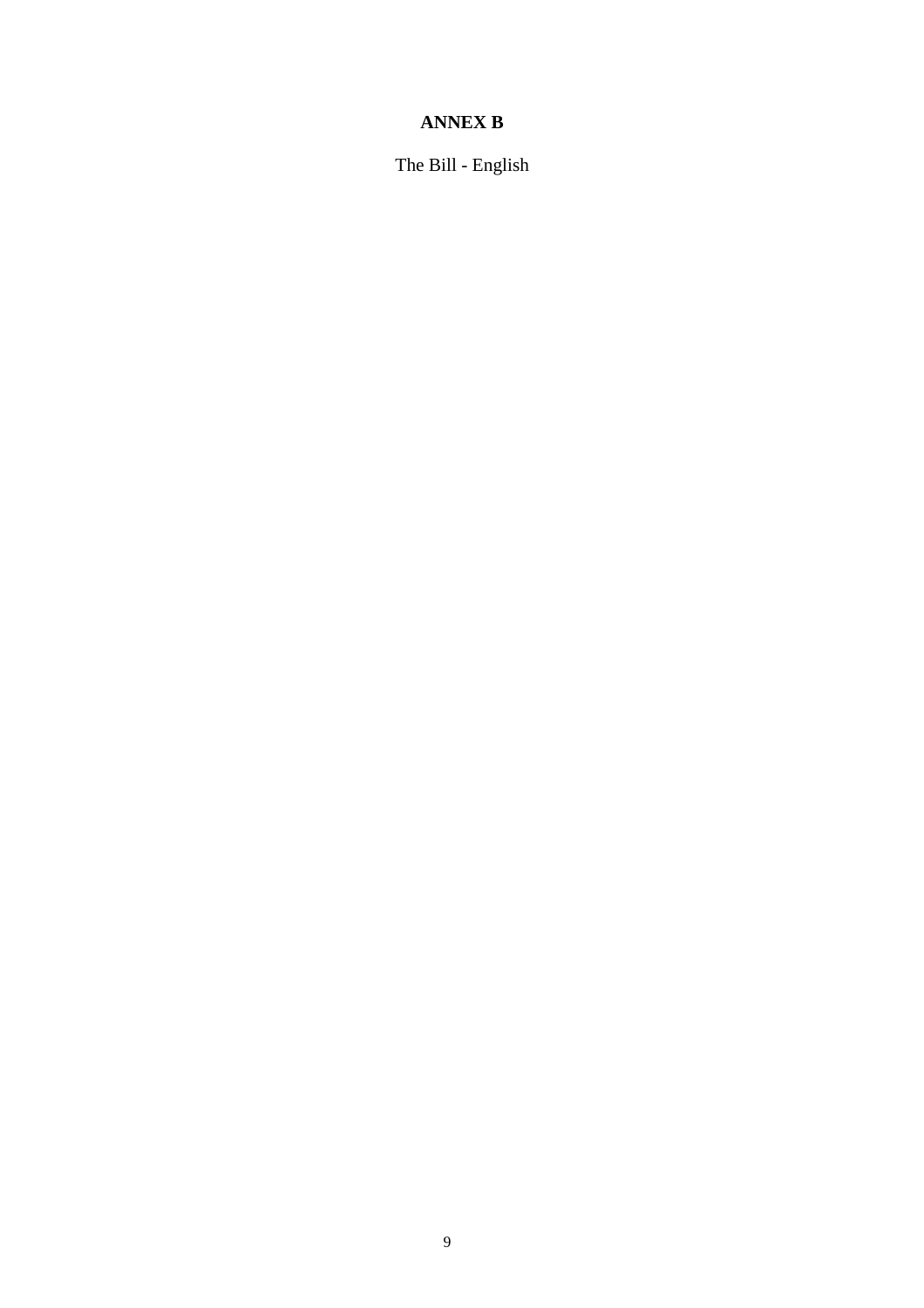**ANNEX B**

The Bill - English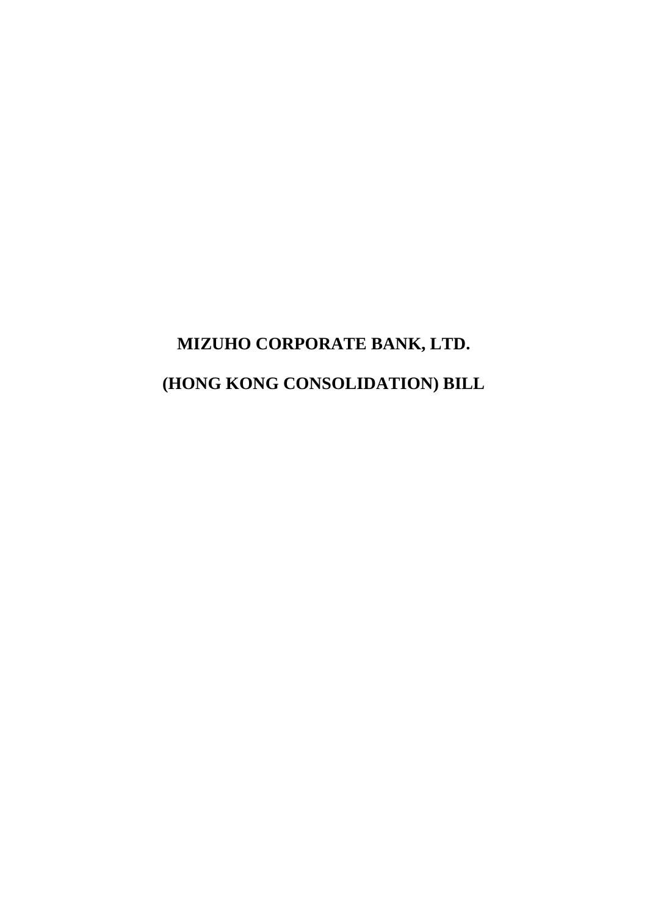# MIZUHO CORPORATE BANK, LTD.

# (HONG KONG CONSOLIDATION) BILL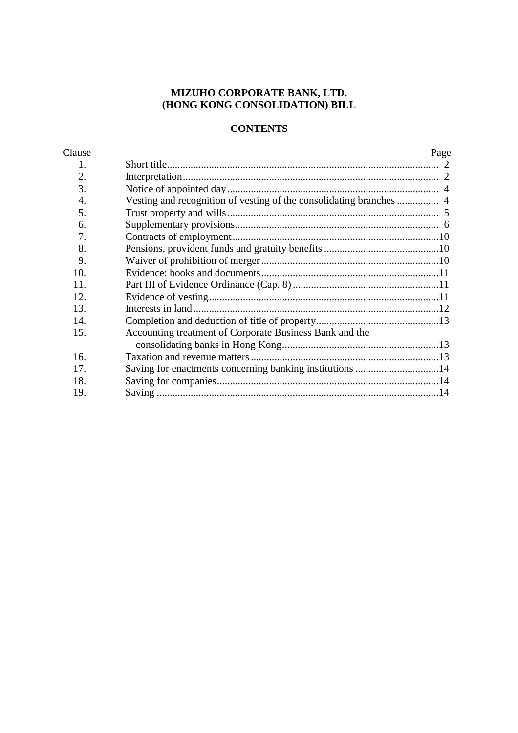**MIZUHO CORPORATE BANK, LTD.**
**(HONG KONG CONSOLIDATION) BILL**

**CONTENTS**

| Clause | | Page |
|---|---|---|
| 1. | Short title | 2 |
| 2. | Interpretation | 2 |
| 3. | Notice of appointed day | 4 |
| 4. | Vesting and recognition of vesting of the consolidating branches | 4 |
| 5. | Trust property and wills | 5 |
| 6. | Supplementary provisions | 6 |
| 7. | Contracts of employment | 10 |
| 8. | Pensions, provident funds and gratuity benefits | 10 |
| 9. | Waiver of prohibition of merger | 10 |
| 10. | Evidence: books and documents | 11 |
| 11. | Part III of Evidence Ordinance (Cap. 8) | 11 |
| 12. | Evidence of vesting | 11 |
| 13. | Interests in land | 12 |
| 14. | Completion and deduction of title of property | 13 |
| 15. | Accounting treatment of Corporate Business Bank and the consolidating banks in Hong Kong | 13 |
| 16. | Taxation and revenue matters | 13 |
| 17. | Saving for enactments concerning banking institutions | 14 |
| 18. | Saving for companies | 14 |
| 19. | Saving | 14 |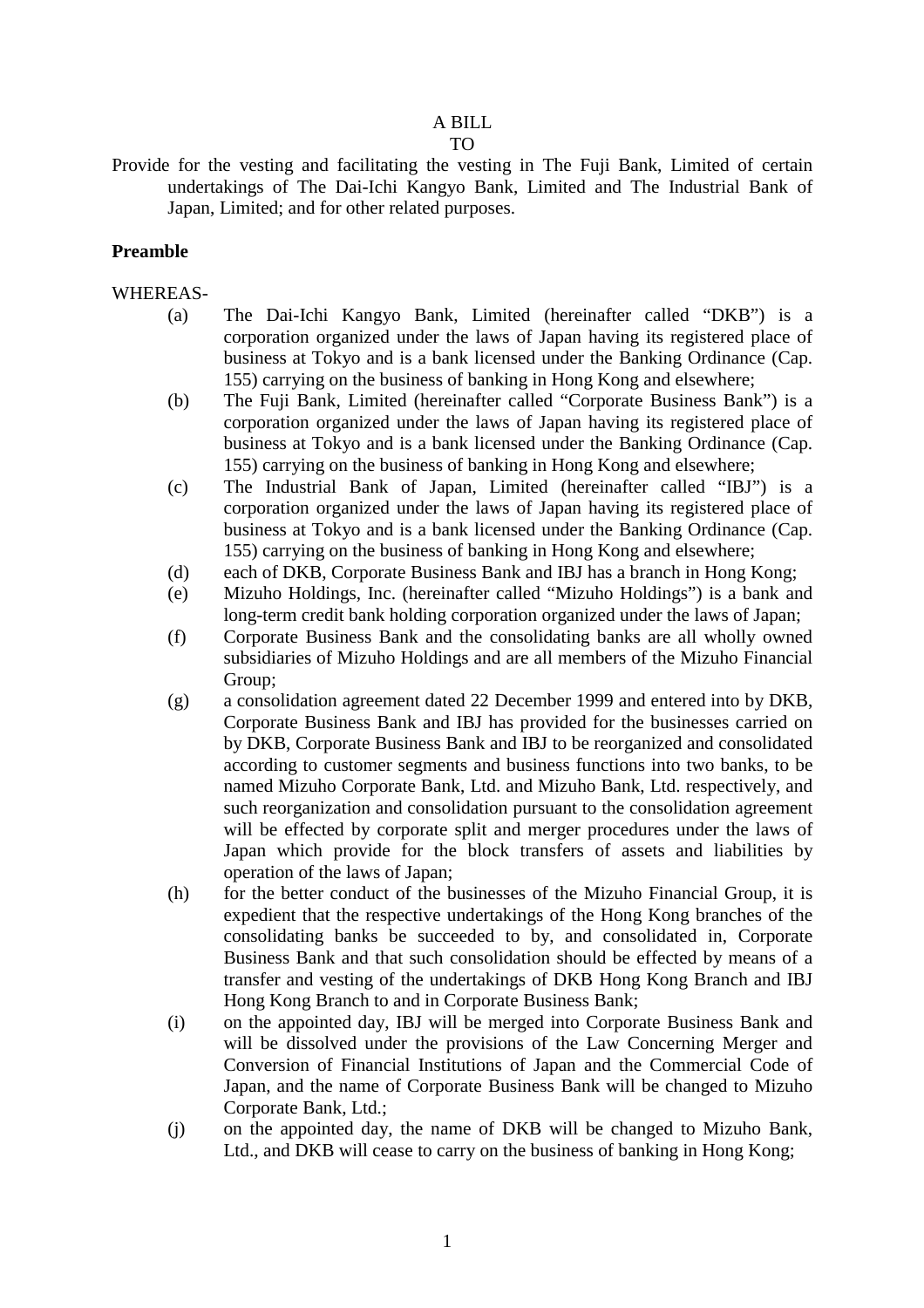A BILL

TO

Provide for the vesting and facilitating the vesting in The Fuji Bank, Limited of certain undertakings of The Dai-Ichi Kangyo Bank, Limited and The Industrial Bank of Japan, Limited; and for other related purposes.

**Preamble**

WHEREAS-

(a) The Dai-Ichi Kangyo Bank, Limited (hereinafter called "DKB") is a corporation organized under the laws of Japan having its registered place of business at Tokyo and is a bank licensed under the Banking Ordinance (Cap. 155) carrying on the business of banking in Hong Kong and elsewhere;

(b) The Fuji Bank, Limited (hereinafter called "Corporate Business Bank") is a corporation organized under the laws of Japan having its registered place of business at Tokyo and is a bank licensed under the Banking Ordinance (Cap. 155) carrying on the business of banking in Hong Kong and elsewhere;

(c) The Industrial Bank of Japan, Limited (hereinafter called "IBJ") is a corporation organized under the laws of Japan having its registered place of business at Tokyo and is a bank licensed under the Banking Ordinance (Cap. 155) carrying on the business of banking in Hong Kong and elsewhere;

(d) each of DKB, Corporate Business Bank and IBJ has a branch in Hong Kong;

(e) Mizuho Holdings, Inc. (hereinafter called "Mizuho Holdings") is a bank and long-term credit bank holding corporation organized under the laws of Japan;

(f) Corporate Business Bank and the consolidating banks are all wholly owned subsidiaries of Mizuho Holdings and are all members of the Mizuho Financial Group;

(g) a consolidation agreement dated 22 December 1999 and entered into by DKB, Corporate Business Bank and IBJ has provided for the businesses carried on by DKB, Corporate Business Bank and IBJ to be reorganized and consolidated according to customer segments and business functions into two banks, to be named Mizuho Corporate Bank, Ltd. and Mizuho Bank, Ltd. respectively, and such reorganization and consolidation pursuant to the consolidation agreement will be effected by corporate split and merger procedures under the laws of Japan which provide for the block transfers of assets and liabilities by operation of the laws of Japan;

(h) for the better conduct of the businesses of the Mizuho Financial Group, it is expedient that the respective undertakings of the Hong Kong branches of the consolidating banks be succeeded to by, and consolidated in, Corporate Business Bank and that such consolidation should be effected by means of a transfer and vesting of the undertakings of DKB Hong Kong Branch and IBJ Hong Kong Branch to and in Corporate Business Bank;

(i) on the appointed day, IBJ will be merged into Corporate Business Bank and will be dissolved under the provisions of the Law Concerning Merger and Conversion of Financial Institutions of Japan and the Commercial Code of Japan, and the name of Corporate Business Bank will be changed to Mizuho Corporate Bank, Ltd.;

(j) on the appointed day, the name of DKB will be changed to Mizuho Bank, Ltd., and DKB will cease to carry on the business of banking in Hong Kong;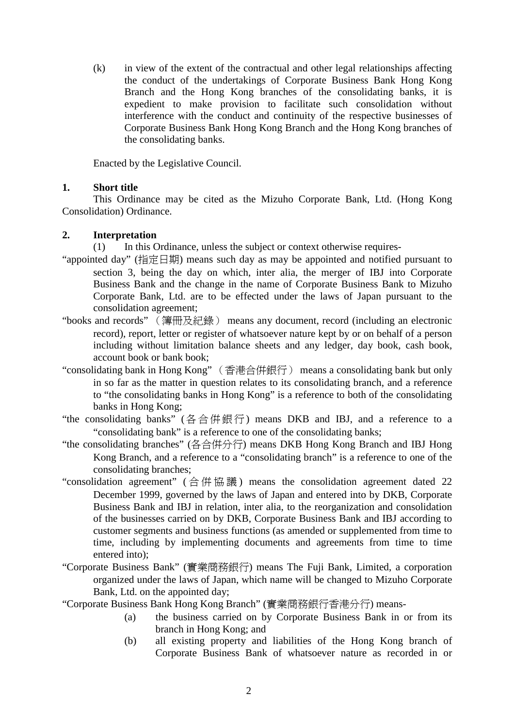(k) in view of the extent of the contractual and other legal relationships affecting the conduct of the undertakings of Corporate Business Bank Hong Kong Branch and the Hong Kong branches of the consolidating banks, it is expedient to make provision to facilitate such consolidation without interference with the conduct and continuity of the respective businesses of Corporate Business Bank Hong Kong Branch and the Hong Kong branches of the consolidating banks.

Enacted by the Legislative Council.

**1. Short title**

This Ordinance may be cited as the Mizuho Corporate Bank, Ltd. (Hong Kong Consolidation) Ordinance.

**2. Interpretation**

(1) In this Ordinance, unless the subject or context otherwise requires-

"appointed day" (指定日期) means such day as may be appointed and notified pursuant to section 3, being the day on which, inter alia, the merger of IBJ into Corporate Business Bank and the change in the name of Corporate Business Bank to Mizuho Corporate Bank, Ltd. are to be effected under the laws of Japan pursuant to the consolidation agreement;

"books and records" （簿冊及紀錄） means any document, record (including an electronic record), report, letter or register of whatsoever nature kept by or on behalf of a person including without limitation balance sheets and any ledger, day book, cash book, account book or bank book;

"consolidating bank in Hong Kong" （香港合併銀行） means a consolidating bank but only in so far as the matter in question relates to its consolidating branch, and a reference to "the consolidating banks in Hong Kong" is a reference to both of the consolidating banks in Hong Kong;

"the consolidating banks" (各合併銀行) means DKB and IBJ, and a reference to a "consolidating bank" is a reference to one of the consolidating banks;

"the consolidating branches" (各合併分行) means DKB Hong Kong Branch and IBJ Hong Kong Branch, and a reference to a "consolidating branch" is a reference to one of the consolidating branches;

"consolidation agreement" (合併協議) means the consolidation agreement dated 22 December 1999, governed by the laws of Japan and entered into by DKB, Corporate Business Bank and IBJ in relation, inter alia, to the reorganization and consolidation of the businesses carried on by DKB, Corporate Business Bank and IBJ according to customer segments and business functions (as amended or supplemented from time to time, including by implementing documents and agreements from time to time entered into);

"Corporate Business Bank" (實業商務銀行) means The Fuji Bank, Limited, a corporation organized under the laws of Japan, which name will be changed to Mizuho Corporate Bank, Ltd. on the appointed day;

"Corporate Business Bank Hong Kong Branch" (實業商務銀行香港分行) means-

(a) the business carried on by Corporate Business Bank in or from its branch in Hong Kong; and

(b) all existing property and liabilities of the Hong Kong branch of Corporate Business Bank of whatsoever nature as recorded in or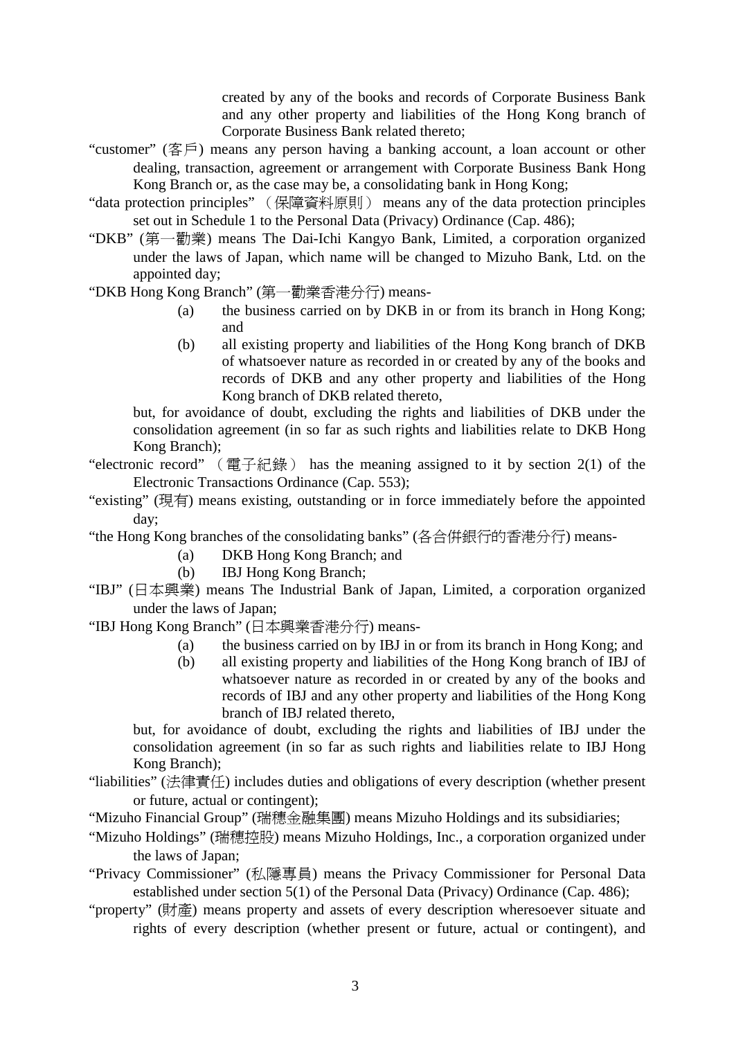created by any of the books and records of Corporate Business Bank and any other property and liabilities of the Hong Kong branch of Corporate Business Bank related thereto;

"customer" (客戶) means any person having a banking account, a loan account or other dealing, transaction, agreement or arrangement with Corporate Business Bank Hong Kong Branch or, as the case may be, a consolidating bank in Hong Kong;

"data protection principles" （保障資料原則） means any of the data protection principles set out in Schedule 1 to the Personal Data (Privacy) Ordinance (Cap. 486);

"DKB" (第一勸業) means The Dai-Ichi Kangyo Bank, Limited, a corporation organized under the laws of Japan, which name will be changed to Mizuho Bank, Ltd. on the appointed day;

"DKB Hong Kong Branch" (第一勸業香港分行) means-

(a) the business carried on by DKB in or from its branch in Hong Kong; and

(b) all existing property and liabilities of the Hong Kong branch of DKB of whatsoever nature as recorded in or created by any of the books and records of DKB and any other property and liabilities of the Hong Kong branch of DKB related thereto,

but, for avoidance of doubt, excluding the rights and liabilities of DKB under the consolidation agreement (in so far as such rights and liabilities relate to DKB Hong Kong Branch);

"electronic record" （電子紀錄） has the meaning assigned to it by section 2(1) of the Electronic Transactions Ordinance (Cap. 553);

"existing" (現有) means existing, outstanding or in force immediately before the appointed day;

"the Hong Kong branches of the consolidating banks" (各合併銀行的香港分行) means-

(a) DKB Hong Kong Branch; and

(b) IBJ Hong Kong Branch;

"IBJ" (日本興業) means The Industrial Bank of Japan, Limited, a corporation organized under the laws of Japan;

"IBJ Hong Kong Branch" (日本興業香港分行) means-

(a) the business carried on by IBJ in or from its branch in Hong Kong; and

(b) all existing property and liabilities of the Hong Kong branch of IBJ of whatsoever nature as recorded in or created by any of the books and records of IBJ and any other property and liabilities of the Hong Kong branch of IBJ related thereto,

but, for avoidance of doubt, excluding the rights and liabilities of IBJ under the consolidation agreement (in so far as such rights and liabilities relate to IBJ Hong Kong Branch);

"liabilities" (法律責任) includes duties and obligations of every description (whether present or future, actual or contingent);

"Mizuho Financial Group" (瑞穗金融集團) means Mizuho Holdings and its subsidiaries;

"Mizuho Holdings" (瑞穗控股) means Mizuho Holdings, Inc., a corporation organized under the laws of Japan;

"Privacy Commissioner" (私隱專員) means the Privacy Commissioner for Personal Data established under section 5(1) of the Personal Data (Privacy) Ordinance (Cap. 486);

"property" (財產) means property and assets of every description wheresoever situate and rights of every description (whether present or future, actual or contingent), and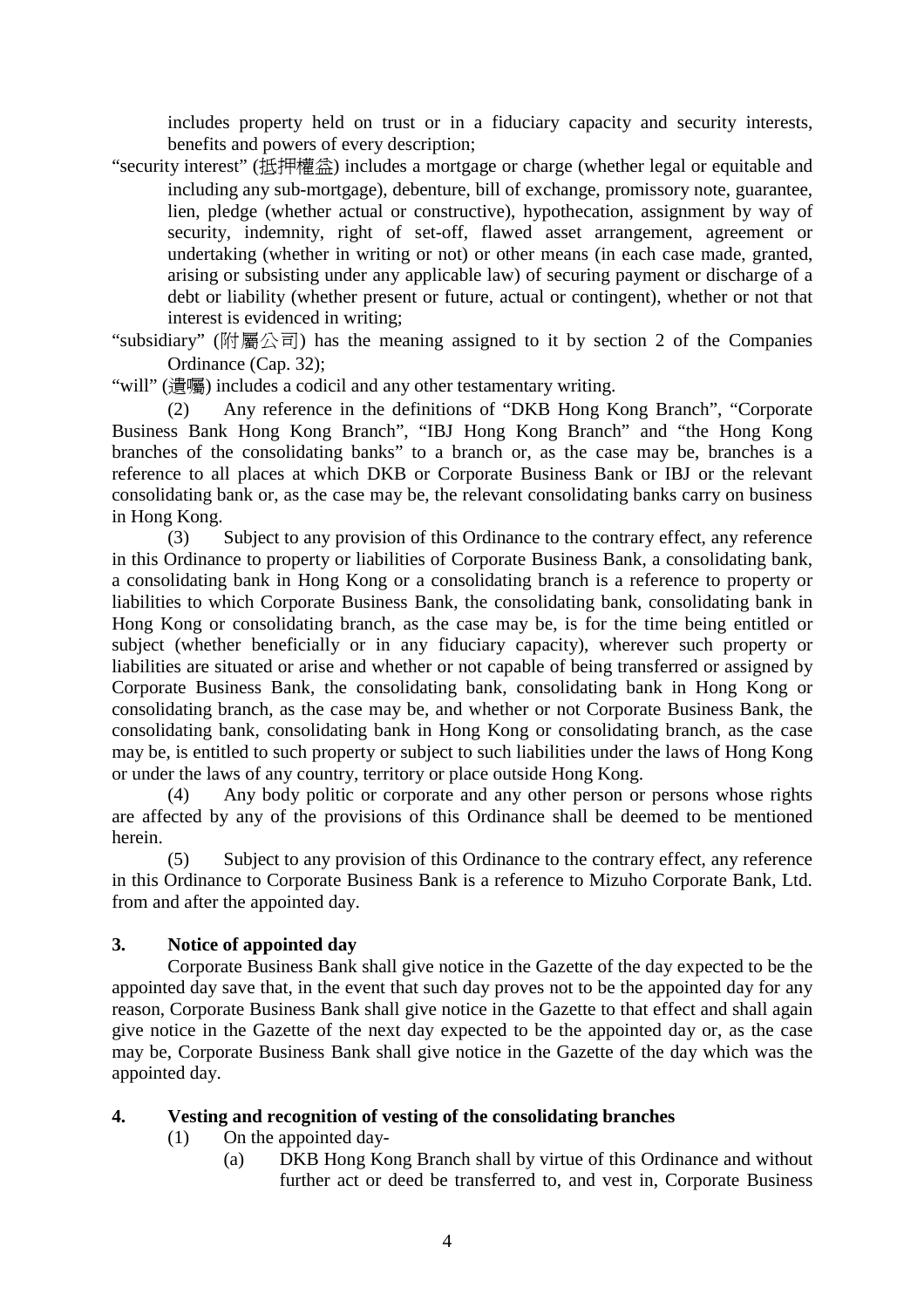includes property held on trust or in a fiduciary capacity and security interests, benefits and powers of every description;

"security interest" (抵押權益) includes a mortgage or charge (whether legal or equitable and including any sub-mortgage), debenture, bill of exchange, promissory note, guarantee, lien, pledge (whether actual or constructive), hypothecation, assignment by way of security, indemnity, right of set-off, flawed asset arrangement, agreement or undertaking (whether in writing or not) or other means (in each case made, granted, arising or subsisting under any applicable law) of securing payment or discharge of a debt or liability (whether present or future, actual or contingent), whether or not that interest is evidenced in writing;

"subsidiary" (附屬公司) has the meaning assigned to it by section 2 of the Companies Ordinance (Cap. 32);

"will" (遺囑) includes a codicil and any other testamentary writing.

(2) Any reference in the definitions of "DKB Hong Kong Branch", "Corporate Business Bank Hong Kong Branch", "IBJ Hong Kong Branch" and "the Hong Kong branches of the consolidating banks" to a branch or, as the case may be, branches is a reference to all places at which DKB or Corporate Business Bank or IBJ or the relevant consolidating bank or, as the case may be, the relevant consolidating banks carry on business in Hong Kong.

(3) Subject to any provision of this Ordinance to the contrary effect, any reference in this Ordinance to property or liabilities of Corporate Business Bank, a consolidating bank, a consolidating bank in Hong Kong or a consolidating branch is a reference to property or liabilities to which Corporate Business Bank, the consolidating bank, consolidating bank in Hong Kong or consolidating branch, as the case may be, is for the time being entitled or subject (whether beneficially or in any fiduciary capacity), wherever such property or liabilities are situated or arise and whether or not capable of being transferred or assigned by Corporate Business Bank, the consolidating bank, consolidating bank in Hong Kong or consolidating branch, as the case may be, and whether or not Corporate Business Bank, the consolidating bank, consolidating bank in Hong Kong or consolidating branch, as the case may be, is entitled to such property or subject to such liabilities under the laws of Hong Kong or under the laws of any country, territory or place outside Hong Kong.

(4) Any body politic or corporate and any other person or persons whose rights are affected by any of the provisions of this Ordinance shall be deemed to be mentioned herein.

(5) Subject to any provision of this Ordinance to the contrary effect, any reference in this Ordinance to Corporate Business Bank is a reference to Mizuho Corporate Bank, Ltd. from and after the appointed day.

**3. Notice of appointed day**

Corporate Business Bank shall give notice in the Gazette of the day expected to be the appointed day save that, in the event that such day proves not to be the appointed day for any reason, Corporate Business Bank shall give notice in the Gazette to that effect and shall again give notice in the Gazette of the next day expected to be the appointed day or, as the case may be, Corporate Business Bank shall give notice in the Gazette of the day which was the appointed day.

**4. Vesting and recognition of vesting of the consolidating branches**

(1) On the appointed day-

(a) DKB Hong Kong Branch shall by virtue of this Ordinance and without further act or deed be transferred to, and vest in, Corporate Business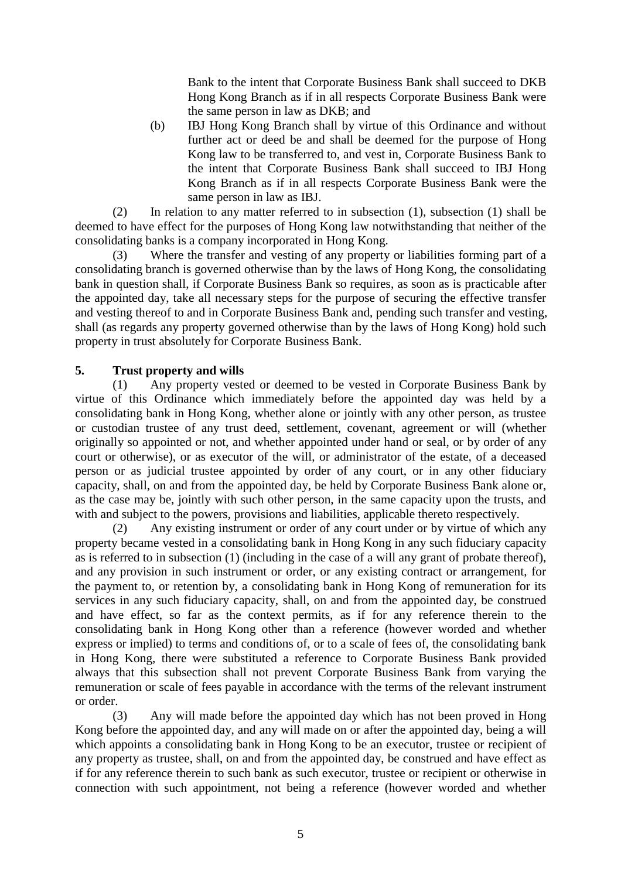Bank to the intent that Corporate Business Bank shall succeed to DKB Hong Kong Branch as if in all respects Corporate Business Bank were the same person in law as DKB; and

(b) IBJ Hong Kong Branch shall by virtue of this Ordinance and without further act or deed be and shall be deemed for the purpose of Hong Kong law to be transferred to, and vest in, Corporate Business Bank to the intent that Corporate Business Bank shall succeed to IBJ Hong Kong Branch as if in all respects Corporate Business Bank were the same person in law as IBJ.

(2) In relation to any matter referred to in subsection (1), subsection (1) shall be deemed to have effect for the purposes of Hong Kong law notwithstanding that neither of the consolidating banks is a company incorporated in Hong Kong.

(3) Where the transfer and vesting of any property or liabilities forming part of a consolidating branch is governed otherwise than by the laws of Hong Kong, the consolidating bank in question shall, if Corporate Business Bank so requires, as soon as is practicable after the appointed day, take all necessary steps for the purpose of securing the effective transfer and vesting thereof to and in Corporate Business Bank and, pending such transfer and vesting, shall (as regards any property governed otherwise than by the laws of Hong Kong) hold such property in trust absolutely for Corporate Business Bank.

**5. Trust property and wills**

(1) Any property vested or deemed to be vested in Corporate Business Bank by virtue of this Ordinance which immediately before the appointed day was held by a consolidating bank in Hong Kong, whether alone or jointly with any other person, as trustee or custodian trustee of any trust deed, settlement, covenant, agreement or will (whether originally so appointed or not, and whether appointed under hand or seal, or by order of any court or otherwise), or as executor of the will, or administrator of the estate, of a deceased person or as judicial trustee appointed by order of any court, or in any other fiduciary capacity, shall, on and from the appointed day, be held by Corporate Business Bank alone or, as the case may be, jointly with such other person, in the same capacity upon the trusts, and with and subject to the powers, provisions and liabilities, applicable thereto respectively.

(2) Any existing instrument or order of any court under or by virtue of which any property became vested in a consolidating bank in Hong Kong in any such fiduciary capacity as is referred to in subsection (1) (including in the case of a will any grant of probate thereof), and any provision in such instrument or order, or any existing contract or arrangement, for the payment to, or retention by, a consolidating bank in Hong Kong of remuneration for its services in any such fiduciary capacity, shall, on and from the appointed day, be construed and have effect, so far as the context permits, as if for any reference therein to the consolidating bank in Hong Kong other than a reference (however worded and whether express or implied) to terms and conditions of, or to a scale of fees of, the consolidating bank in Hong Kong, there were substituted a reference to Corporate Business Bank provided always that this subsection shall not prevent Corporate Business Bank from varying the remuneration or scale of fees payable in accordance with the terms of the relevant instrument or order.

(3) Any will made before the appointed day which has not been proved in Hong Kong before the appointed day, and any will made on or after the appointed day, being a will which appoints a consolidating bank in Hong Kong to be an executor, trustee or recipient of any property as trustee, shall, on and from the appointed day, be construed and have effect as if for any reference therein to such bank as such executor, trustee or recipient or otherwise in connection with such appointment, not being a reference (however worded and whether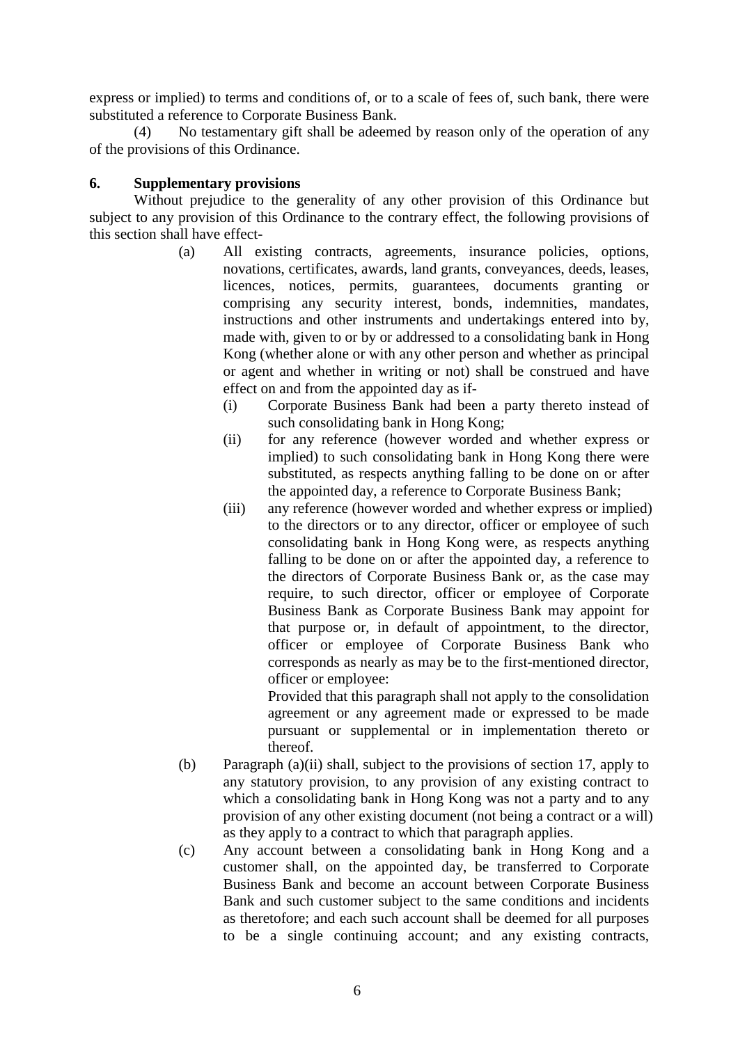express or implied) to terms and conditions of, or to a scale of fees of, such bank, there were substituted a reference to Corporate Business Bank.

(4) No testamentary gift shall be adeemed by reason only of the operation of any of the provisions of this Ordinance.

**6. Supplementary provisions**

Without prejudice to the generality of any other provision of this Ordinance but subject to any provision of this Ordinance to the contrary effect, the following provisions of this section shall have effect-

(a) All existing contracts, agreements, insurance policies, options, novations, certificates, awards, land grants, conveyances, deeds, leases, licences, notices, permits, guarantees, documents granting or comprising any security interest, bonds, indemnities, mandates, instructions and other instruments and undertakings entered into by, made with, given to or by or addressed to a consolidating bank in Hong Kong (whether alone or with any other person and whether as principal or agent and whether in writing or not) shall be construed and have effect on and from the appointed day as if-

(i) Corporate Business Bank had been a party thereto instead of such consolidating bank in Hong Kong;

(ii) for any reference (however worded and whether express or implied) to such consolidating bank in Hong Kong there were substituted, as respects anything falling to be done on or after the appointed day, a reference to Corporate Business Bank;

(iii) any reference (however worded and whether express or implied) to the directors or to any director, officer or employee of such consolidating bank in Hong Kong were, as respects anything falling to be done on or after the appointed day, a reference to the directors of Corporate Business Bank or, as the case may require, to such director, officer or employee of Corporate Business Bank as Corporate Business Bank may appoint for that purpose or, in default of appointment, to the director, officer or employee of Corporate Business Bank who corresponds as nearly as may be to the first-mentioned director, officer or employee:

Provided that this paragraph shall not apply to the consolidation agreement or any agreement made or expressed to be made pursuant or supplemental or in implementation thereto or thereof.

(b) Paragraph (a)(ii) shall, subject to the provisions of section 17, apply to any statutory provision, to any provision of any existing contract to which a consolidating bank in Hong Kong was not a party and to any provision of any other existing document (not being a contract or a will) as they apply to a contract to which that paragraph applies.

(c) Any account between a consolidating bank in Hong Kong and a customer shall, on the appointed day, be transferred to Corporate Business Bank and become an account between Corporate Business Bank and such customer subject to the same conditions and incidents as theretofore; and each such account shall be deemed for all purposes to be a single continuing account; and any existing contracts,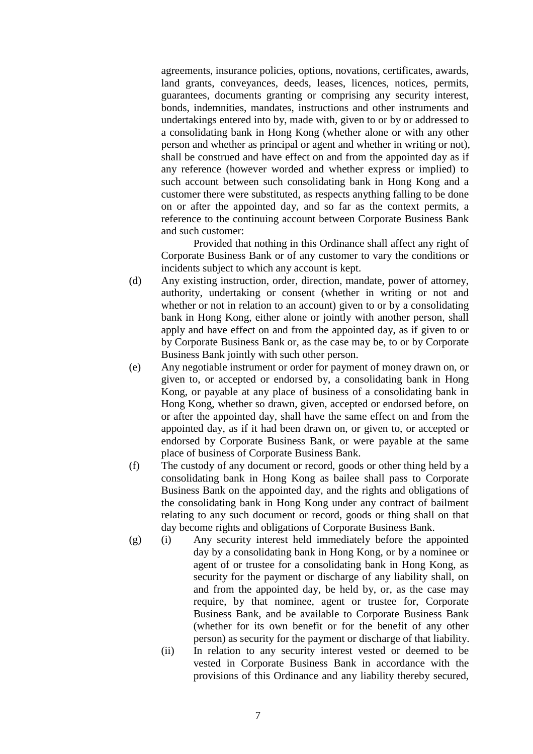agreements, insurance policies, options, novations, certificates, awards, land grants, conveyances, deeds, leases, licences, notices, permits, guarantees, documents granting or comprising any security interest, bonds, indemnities, mandates, instructions and other instruments and undertakings entered into by, made with, given to or by or addressed to a consolidating bank in Hong Kong (whether alone or with any other person and whether as principal or agent and whether in writing or not), shall be construed and have effect on and from the appointed day as if any reference (however worded and whether express or implied) to such account between such consolidating bank in Hong Kong and a customer there were substituted, as respects anything falling to be done on or after the appointed day, and so far as the context permits, a reference to the continuing account between Corporate Business Bank and such customer:

Provided that nothing in this Ordinance shall affect any right of Corporate Business Bank or of any customer to vary the conditions or incidents subject to which any account is kept.

(d) Any existing instruction, order, direction, mandate, power of attorney, authority, undertaking or consent (whether in writing or not and whether or not in relation to an account) given to or by a consolidating bank in Hong Kong, either alone or jointly with another person, shall apply and have effect on and from the appointed day, as if given to or by Corporate Business Bank or, as the case may be, to or by Corporate Business Bank jointly with such other person.

(e) Any negotiable instrument or order for payment of money drawn on, or given to, or accepted or endorsed by, a consolidating bank in Hong Kong, or payable at any place of business of a consolidating bank in Hong Kong, whether so drawn, given, accepted or endorsed before, on or after the appointed day, shall have the same effect on and from the appointed day, as if it had been drawn on, or given to, or accepted or endorsed by Corporate Business Bank, or were payable at the same place of business of Corporate Business Bank.

(f) The custody of any document or record, goods or other thing held by a consolidating bank in Hong Kong as bailee shall pass to Corporate Business Bank on the appointed day, and the rights and obligations of the consolidating bank in Hong Kong under any contract of bailment relating to any such document or record, goods or thing shall on that day become rights and obligations of Corporate Business Bank.

(g) (i) Any security interest held immediately before the appointed day by a consolidating bank in Hong Kong, or by a nominee or agent of or trustee for a consolidating bank in Hong Kong, as security for the payment or discharge of any liability shall, on and from the appointed day, be held by, or, as the case may require, by that nominee, agent or trustee for, Corporate Business Bank, and be available to Corporate Business Bank (whether for its own benefit or for the benefit of any other person) as security for the payment or discharge of that liability.

(ii) In relation to any security interest vested or deemed to be vested in Corporate Business Bank in accordance with the provisions of this Ordinance and any liability thereby secured,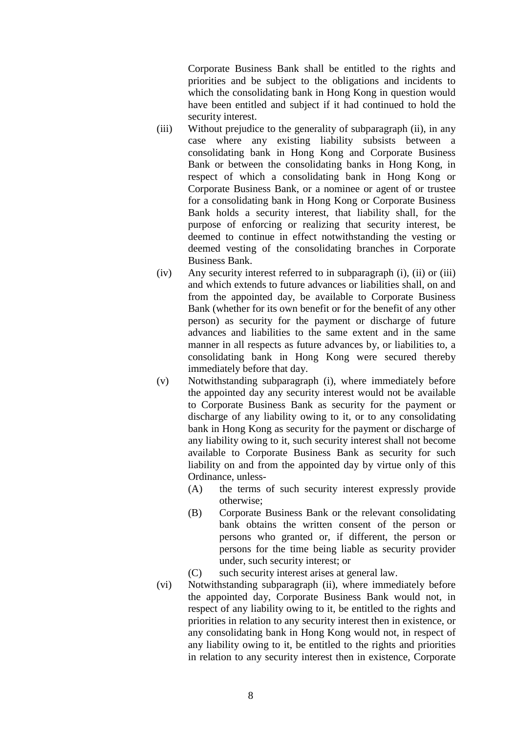Corporate Business Bank shall be entitled to the rights and priorities and be subject to the obligations and incidents to which the consolidating bank in Hong Kong in question would have been entitled and subject if it had continued to hold the security interest.

(iii) Without prejudice to the generality of subparagraph (ii), in any case where any existing liability subsists between a consolidating bank in Hong Kong and Corporate Business Bank or between the consolidating banks in Hong Kong, in respect of which a consolidating bank in Hong Kong or Corporate Business Bank, or a nominee or agent of or trustee for a consolidating bank in Hong Kong or Corporate Business Bank holds a security interest, that liability shall, for the purpose of enforcing or realizing that security interest, be deemed to continue in effect notwithstanding the vesting or deemed vesting of the consolidating branches in Corporate Business Bank.

(iv) Any security interest referred to in subparagraph (i), (ii) or (iii) and which extends to future advances or liabilities shall, on and from the appointed day, be available to Corporate Business Bank (whether for its own benefit or for the benefit of any other person) as security for the payment or discharge of future advances and liabilities to the same extent and in the same manner in all respects as future advances by, or liabilities to, a consolidating bank in Hong Kong were secured thereby immediately before that day.

(v) Notwithstanding subparagraph (i), where immediately before the appointed day any security interest would not be available to Corporate Business Bank as security for the payment or discharge of any liability owing to it, or to any consolidating bank in Hong Kong as security for the payment or discharge of any liability owing to it, such security interest shall not become available to Corporate Business Bank as security for such liability on and from the appointed day by virtue only of this Ordinance, unless-

   (A) the terms of such security interest expressly provide otherwise;

   (B) Corporate Business Bank or the relevant consolidating bank obtains the written consent of the person or persons who granted or, if different, the person or persons for the time being liable as security provider under, such security interest; or

   (C) such security interest arises at general law.

(vi) Notwithstanding subparagraph (ii), where immediately before the appointed day, Corporate Business Bank would not, in respect of any liability owing to it, be entitled to the rights and priorities in relation to any security interest then in existence, or any consolidating bank in Hong Kong would not, in respect of any liability owing to it, be entitled to the rights and priorities in relation to any security interest then in existence, Corporate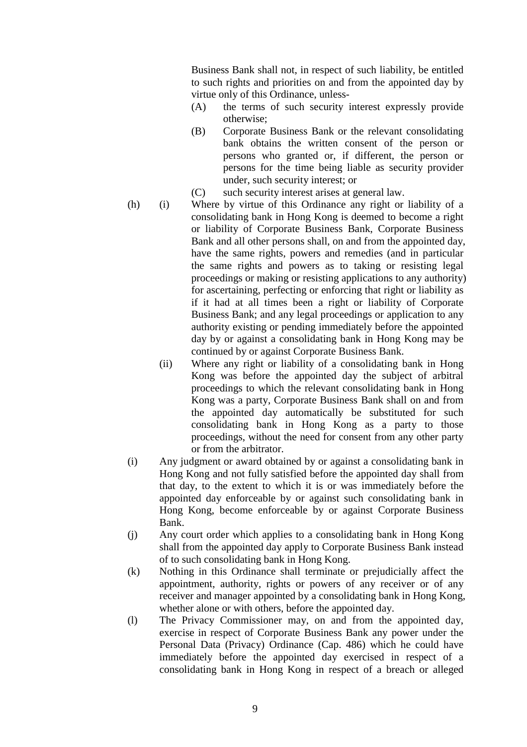Business Bank shall not, in respect of such liability, be entitled to such rights and priorities on and from the appointed day by virtue only of this Ordinance, unless-

(A) the terms of such security interest expressly provide otherwise;

(B) Corporate Business Bank or the relevant consolidating bank obtains the written consent of the person or persons who granted or, if different, the person or persons for the time being liable as security provider under, such security interest; or

(C) such security interest arises at general law.

(h) (i) Where by virtue of this Ordinance any right or liability of a consolidating bank in Hong Kong is deemed to become a right or liability of Corporate Business Bank, Corporate Business Bank and all other persons shall, on and from the appointed day, have the same rights, powers and remedies (and in particular the same rights and powers as to taking or resisting legal proceedings or making or resisting applications to any authority) for ascertaining, perfecting or enforcing that right or liability as if it had at all times been a right or liability of Corporate Business Bank; and any legal proceedings or application to any authority existing or pending immediately before the appointed day by or against a consolidating bank in Hong Kong may be continued by or against Corporate Business Bank.

(ii) Where any right or liability of a consolidating bank in Hong Kong was before the appointed day the subject of arbitral proceedings to which the relevant consolidating bank in Hong Kong was a party, Corporate Business Bank shall on and from the appointed day automatically be substituted for such consolidating bank in Hong Kong as a party to those proceedings, without the need for consent from any other party or from the arbitrator.

(i) Any judgment or award obtained by or against a consolidating bank in Hong Kong and not fully satisfied before the appointed day shall from that day, to the extent to which it is or was immediately before the appointed day enforceable by or against such consolidating bank in Hong Kong, become enforceable by or against Corporate Business Bank.

(j) Any court order which applies to a consolidating bank in Hong Kong shall from the appointed day apply to Corporate Business Bank instead of to such consolidating bank in Hong Kong.

(k) Nothing in this Ordinance shall terminate or prejudicially affect the appointment, authority, rights or powers of any receiver or of any receiver and manager appointed by a consolidating bank in Hong Kong, whether alone or with others, before the appointed day.

(l) The Privacy Commissioner may, on and from the appointed day, exercise in respect of Corporate Business Bank any power under the Personal Data (Privacy) Ordinance (Cap. 486) which he could have immediately before the appointed day exercised in respect of a consolidating bank in Hong Kong in respect of a breach or alleged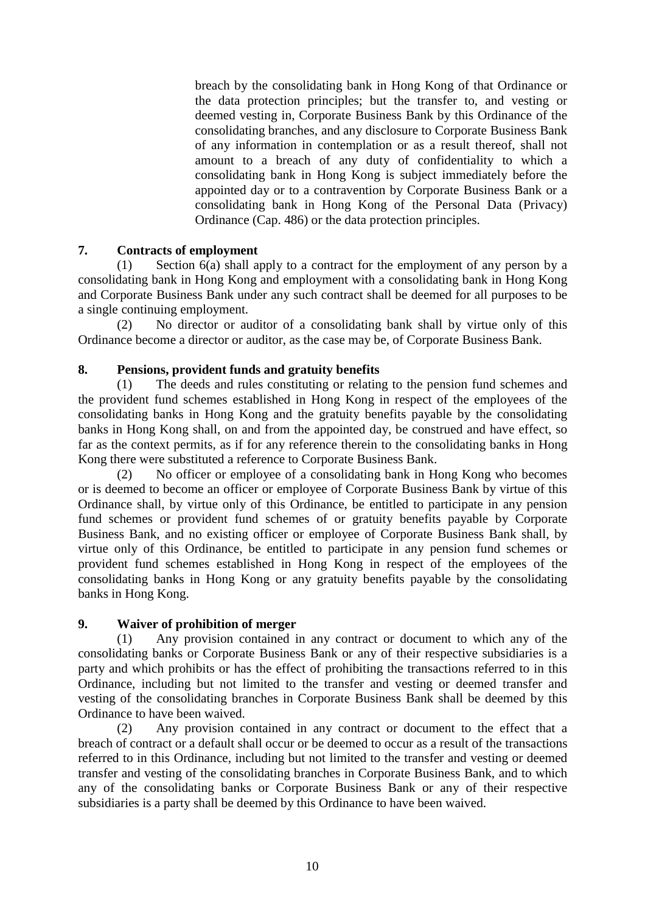breach by the consolidating bank in Hong Kong of that Ordinance or the data protection principles; but the transfer to, and vesting or deemed vesting in, Corporate Business Bank by this Ordinance of the consolidating branches, and any disclosure to Corporate Business Bank of any information in contemplation or as a result thereof, shall not amount to a breach of any duty of confidentiality to which a consolidating bank in Hong Kong is subject immediately before the appointed day or to a contravention by Corporate Business Bank or a consolidating bank in Hong Kong of the Personal Data (Privacy) Ordinance (Cap. 486) or the data protection principles.

**7. Contracts of employment**

(1) Section 6(a) shall apply to a contract for the employment of any person by a consolidating bank in Hong Kong and employment with a consolidating bank in Hong Kong and Corporate Business Bank under any such contract shall be deemed for all purposes to be a single continuing employment.

(2) No director or auditor of a consolidating bank shall by virtue only of this Ordinance become a director or auditor, as the case may be, of Corporate Business Bank.

**8. Pensions, provident funds and gratuity benefits**

(1) The deeds and rules constituting or relating to the pension fund schemes and the provident fund schemes established in Hong Kong in respect of the employees of the consolidating banks in Hong Kong and the gratuity benefits payable by the consolidating banks in Hong Kong shall, on and from the appointed day, be construed and have effect, so far as the context permits, as if for any reference therein to the consolidating banks in Hong Kong there were substituted a reference to Corporate Business Bank.

(2) No officer or employee of a consolidating bank in Hong Kong who becomes or is deemed to become an officer or employee of Corporate Business Bank by virtue of this Ordinance shall, by virtue only of this Ordinance, be entitled to participate in any pension fund schemes or provident fund schemes of or gratuity benefits payable by Corporate Business Bank, and no existing officer or employee of Corporate Business Bank shall, by virtue only of this Ordinance, be entitled to participate in any pension fund schemes or provident fund schemes established in Hong Kong in respect of the employees of the consolidating banks in Hong Kong or any gratuity benefits payable by the consolidating banks in Hong Kong.

**9. Waiver of prohibition of merger**

(1) Any provision contained in any contract or document to which any of the consolidating banks or Corporate Business Bank or any of their respective subsidiaries is a party and which prohibits or has the effect of prohibiting the transactions referred to in this Ordinance, including but not limited to the transfer and vesting or deemed transfer and vesting of the consolidating branches in Corporate Business Bank shall be deemed by this Ordinance to have been waived.

(2) Any provision contained in any contract or document to the effect that a breach of contract or a default shall occur or be deemed to occur as a result of the transactions referred to in this Ordinance, including but not limited to the transfer and vesting or deemed transfer and vesting of the consolidating branches in Corporate Business Bank, and to which any of the consolidating banks or Corporate Business Bank or any of their respective subsidiaries is a party shall be deemed by this Ordinance to have been waived.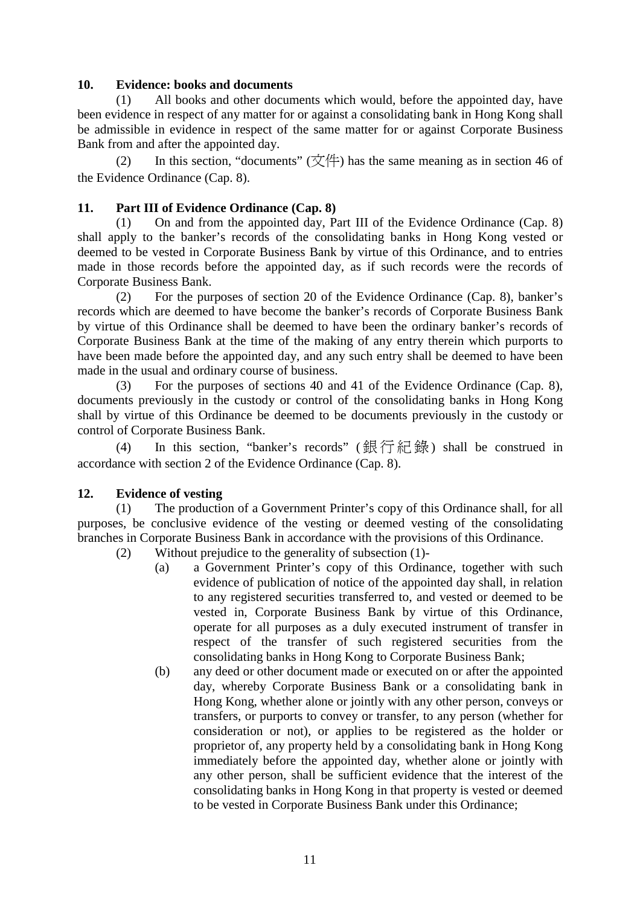**10. Evidence: books and documents**

(1) All books and other documents which would, before the appointed day, have been evidence in respect of any matter for or against a consolidating bank in Hong Kong shall be admissible in evidence in respect of the same matter for or against Corporate Business Bank from and after the appointed day.

(2) In this section, "documents" (文件) has the same meaning as in section 46 of the Evidence Ordinance (Cap. 8).

**11. Part III of Evidence Ordinance (Cap. 8)**

(1) On and from the appointed day, Part III of the Evidence Ordinance (Cap. 8) shall apply to the banker's records of the consolidating banks in Hong Kong vested or deemed to be vested in Corporate Business Bank by virtue of this Ordinance, and to entries made in those records before the appointed day, as if such records were the records of Corporate Business Bank.

(2) For the purposes of section 20 of the Evidence Ordinance (Cap. 8), banker's records which are deemed to have become the banker's records of Corporate Business Bank by virtue of this Ordinance shall be deemed to have been the ordinary banker's records of Corporate Business Bank at the time of the making of any entry therein which purports to have been made before the appointed day, and any such entry shall be deemed to have been made in the usual and ordinary course of business.

(3) For the purposes of sections 40 and 41 of the Evidence Ordinance (Cap. 8), documents previously in the custody or control of the consolidating banks in Hong Kong shall by virtue of this Ordinance be deemed to be documents previously in the custody or control of Corporate Business Bank.

(4) In this section, "banker's records" (銀行紀錄) shall be construed in accordance with section 2 of the Evidence Ordinance (Cap. 8).

**12. Evidence of vesting**

(1) The production of a Government Printer's copy of this Ordinance shall, for all purposes, be conclusive evidence of the vesting or deemed vesting of the consolidating branches in Corporate Business Bank in accordance with the provisions of this Ordinance.

(2) Without prejudice to the generality of subsection (1)-

(a) a Government Printer's copy of this Ordinance, together with such evidence of publication of notice of the appointed day shall, in relation to any registered securities transferred to, and vested or deemed to be vested in, Corporate Business Bank by virtue of this Ordinance, operate for all purposes as a duly executed instrument of transfer in respect of the transfer of such registered securities from the consolidating banks in Hong Kong to Corporate Business Bank;

(b) any deed or other document made or executed on or after the appointed day, whereby Corporate Business Bank or a consolidating bank in Hong Kong, whether alone or jointly with any other person, conveys or transfers, or purports to convey or transfer, to any person (whether for consideration or not), or applies to be registered as the holder or proprietor of, any property held by a consolidating bank in Hong Kong immediately before the appointed day, whether alone or jointly with any other person, shall be sufficient evidence that the interest of the consolidating banks in Hong Kong in that property is vested or deemed to be vested in Corporate Business Bank under this Ordinance;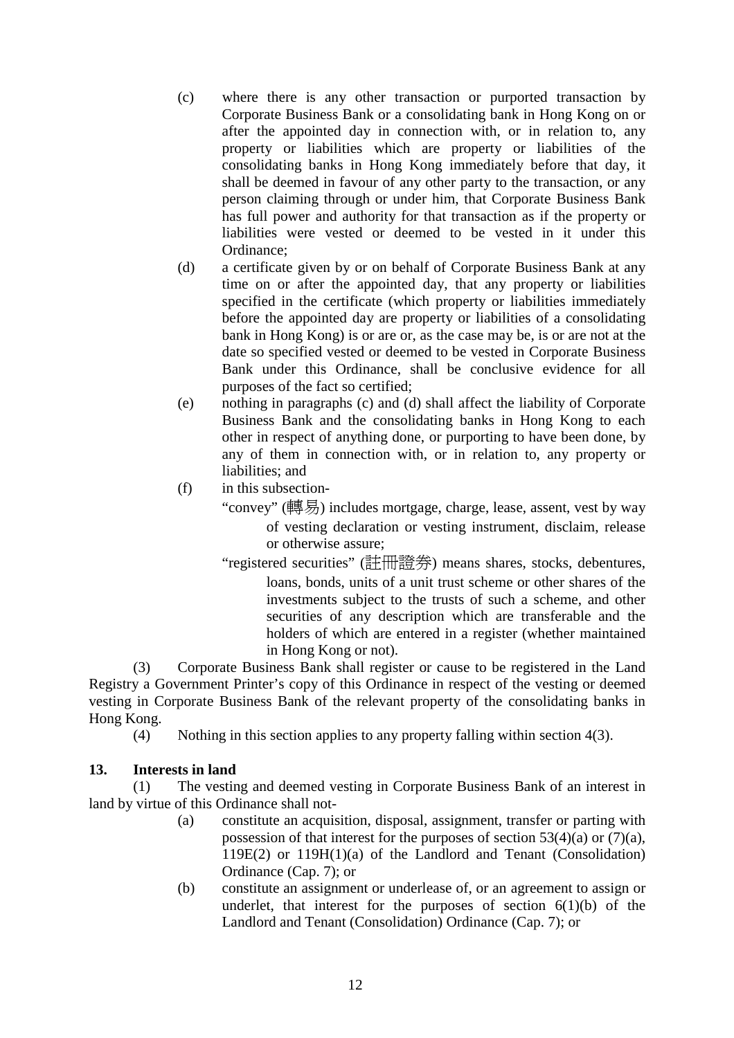(c) where there is any other transaction or purported transaction by Corporate Business Bank or a consolidating bank in Hong Kong on or after the appointed day in connection with, or in relation to, any property or liabilities which are property or liabilities of the consolidating banks in Hong Kong immediately before that day, it shall be deemed in favour of any other party to the transaction, or any person claiming through or under him, that Corporate Business Bank has full power and authority for that transaction as if the property or liabilities were vested or deemed to be vested in it under this Ordinance;

(d) a certificate given by or on behalf of Corporate Business Bank at any time on or after the appointed day, that any property or liabilities specified in the certificate (which property or liabilities immediately before the appointed day are property or liabilities of a consolidating bank in Hong Kong) is or are or, as the case may be, is or are not at the date so specified vested or deemed to be vested in Corporate Business Bank under this Ordinance, shall be conclusive evidence for all purposes of the fact so certified;

(e) nothing in paragraphs (c) and (d) shall affect the liability of Corporate Business Bank and the consolidating banks in Hong Kong to each other in respect of anything done, or purporting to have been done, by any of them in connection with, or in relation to, any property or liabilities; and

(f) in this subsection-

"convey" (轉易) includes mortgage, charge, lease, assent, vest by way of vesting declaration or vesting instrument, disclaim, release or otherwise assure;

"registered securities" (註冊證券) means shares, stocks, debentures, loans, bonds, units of a unit trust scheme or other shares of the investments subject to the trusts of such a scheme, and other securities of any description which are transferable and the holders of which are entered in a register (whether maintained in Hong Kong or not).

(3) Corporate Business Bank shall register or cause to be registered in the Land Registry a Government Printer's copy of this Ordinance in respect of the vesting or deemed vesting in Corporate Business Bank of the relevant property of the consolidating banks in Hong Kong.

(4) Nothing in this section applies to any property falling within section 4(3).

**13. Interests in land**

(1) The vesting and deemed vesting in Corporate Business Bank of an interest in land by virtue of this Ordinance shall not-

(a) constitute an acquisition, disposal, assignment, transfer or parting with possession of that interest for the purposes of section 53(4)(a) or (7)(a), 119E(2) or 119H(1)(a) of the Landlord and Tenant (Consolidation) Ordinance (Cap. 7); or

(b) constitute an assignment or underlease of, or an agreement to assign or underlet, that interest for the purposes of section 6(1)(b) of the Landlord and Tenant (Consolidation) Ordinance (Cap. 7); or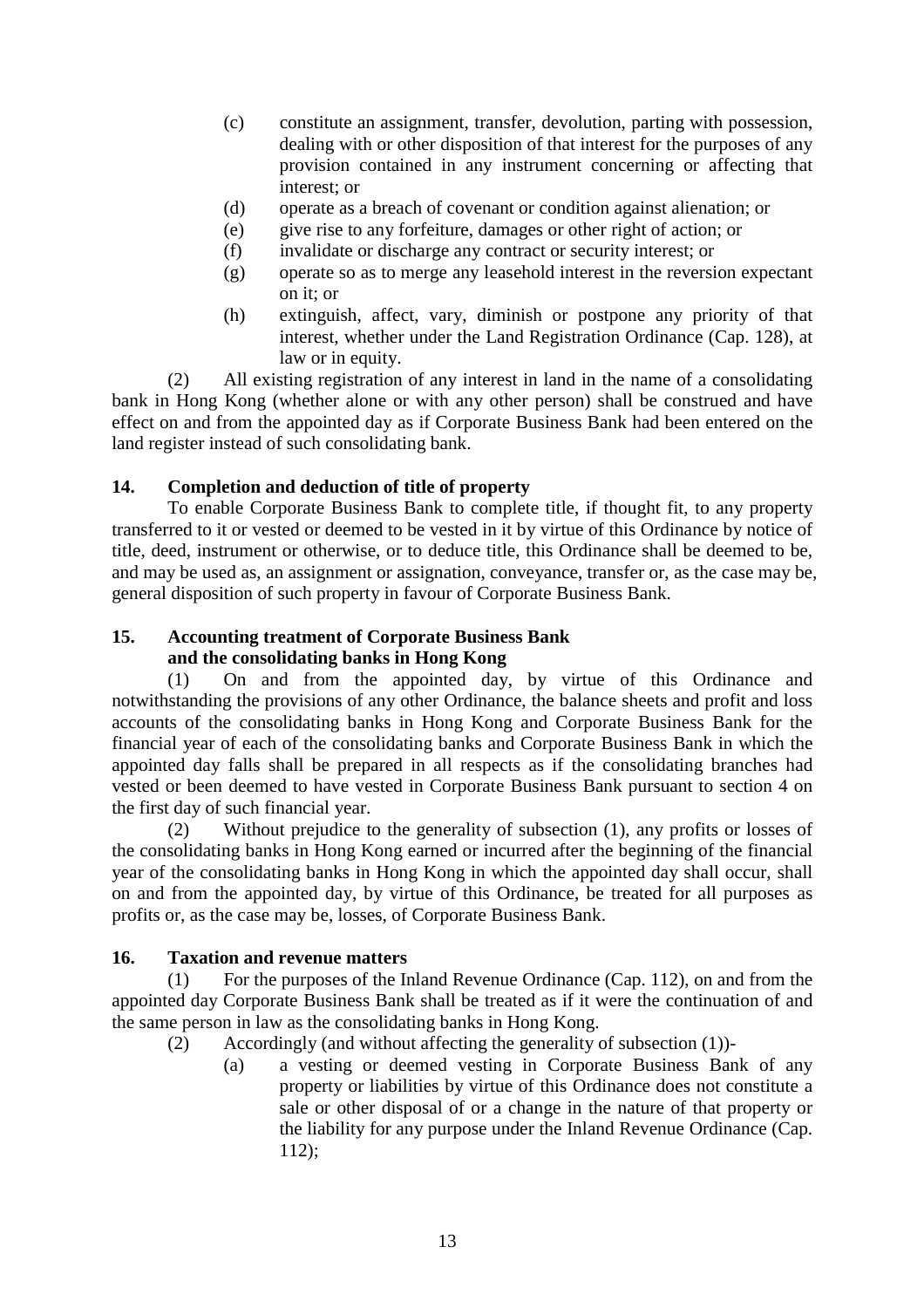(c) constitute an assignment, transfer, devolution, parting with possession, dealing with or other disposition of that interest for the purposes of any provision contained in any instrument concerning or affecting that interest; or

(d) operate as a breach of covenant or condition against alienation; or

(e) give rise to any forfeiture, damages or other right of action; or

(f) invalidate or discharge any contract or security interest; or

(g) operate so as to merge any leasehold interest in the reversion expectant on it; or

(h) extinguish, affect, vary, diminish or postpone any priority of that interest, whether under the Land Registration Ordinance (Cap. 128), at law or in equity.

(2) All existing registration of any interest in land in the name of a consolidating bank in Hong Kong (whether alone or with any other person) shall be construed and have effect on and from the appointed day as if Corporate Business Bank had been entered on the land register instead of such consolidating bank.

**14. Completion and deduction of title of property**

To enable Corporate Business Bank to complete title, if thought fit, to any property transferred to it or vested or deemed to be vested in it by virtue of this Ordinance by notice of title, deed, instrument or otherwise, or to deduce title, this Ordinance shall be deemed to be, and may be used as, an assignment or assignation, conveyance, transfer or, as the case may be, general disposition of such property in favour of Corporate Business Bank.

**15. Accounting treatment of Corporate Business Bank and the consolidating banks in Hong Kong**

(1) On and from the appointed day, by virtue of this Ordinance and notwithstanding the provisions of any other Ordinance, the balance sheets and profit and loss accounts of the consolidating banks in Hong Kong and Corporate Business Bank for the financial year of each of the consolidating banks and Corporate Business Bank in which the appointed day falls shall be prepared in all respects as if the consolidating branches had vested or been deemed to have vested in Corporate Business Bank pursuant to section 4 on the first day of such financial year.

(2) Without prejudice to the generality of subsection (1), any profits or losses of the consolidating banks in Hong Kong earned or incurred after the beginning of the financial year of the consolidating banks in Hong Kong in which the appointed day shall occur, shall on and from the appointed day, by virtue of this Ordinance, be treated for all purposes as profits or, as the case may be, losses, of Corporate Business Bank.

**16. Taxation and revenue matters**

(1) For the purposes of the Inland Revenue Ordinance (Cap. 112), on and from the appointed day Corporate Business Bank shall be treated as if it were the continuation of and the same person in law as the consolidating banks in Hong Kong.

(2) Accordingly (and without affecting the generality of subsection (1))-

(a) a vesting or deemed vesting in Corporate Business Bank of any property or liabilities by virtue of this Ordinance does not constitute a sale or other disposal of or a change in the nature of that property or the liability for any purpose under the Inland Revenue Ordinance (Cap. 112);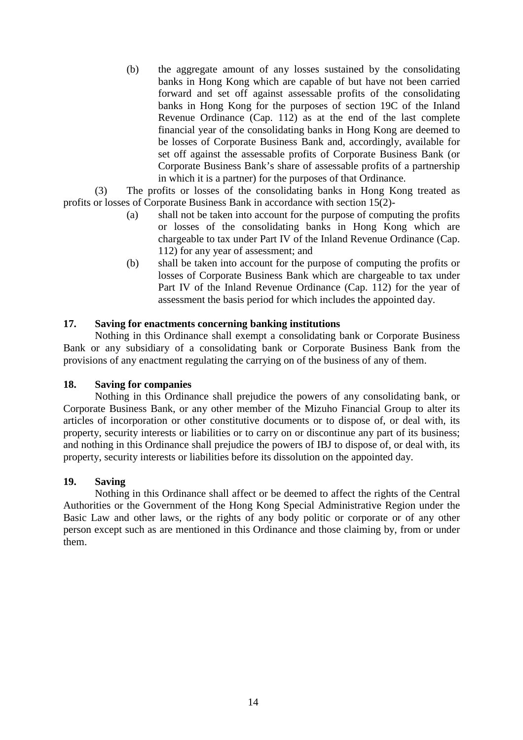(b) the aggregate amount of any losses sustained by the consolidating banks in Hong Kong which are capable of but have not been carried forward and set off against assessable profits of the consolidating banks in Hong Kong for the purposes of section 19C of the Inland Revenue Ordinance (Cap. 112) as at the end of the last complete financial year of the consolidating banks in Hong Kong are deemed to be losses of Corporate Business Bank and, accordingly, available for set off against the assessable profits of Corporate Business Bank (or Corporate Business Bank's share of assessable profits of a partnership in which it is a partner) for the purposes of that Ordinance.

(3) The profits or losses of the consolidating banks in Hong Kong treated as profits or losses of Corporate Business Bank in accordance with section 15(2)-

(a) shall not be taken into account for the purpose of computing the profits or losses of the consolidating banks in Hong Kong which are chargeable to tax under Part IV of the Inland Revenue Ordinance (Cap. 112) for any year of assessment; and

(b) shall be taken into account for the purpose of computing the profits or losses of Corporate Business Bank which are chargeable to tax under Part IV of the Inland Revenue Ordinance (Cap. 112) for the year of assessment the basis period for which includes the appointed day.

**17. Saving for enactments concerning banking institutions**

Nothing in this Ordinance shall exempt a consolidating bank or Corporate Business Bank or any subsidiary of a consolidating bank or Corporate Business Bank from the provisions of any enactment regulating the carrying on of the business of any of them.

**18. Saving for companies**

Nothing in this Ordinance shall prejudice the powers of any consolidating bank, or Corporate Business Bank, or any other member of the Mizuho Financial Group to alter its articles of incorporation or other constitutive documents or to dispose of, or deal with, its property, security interests or liabilities or to carry on or discontinue any part of its business; and nothing in this Ordinance shall prejudice the powers of IBJ to dispose of, or deal with, its property, security interests or liabilities before its dissolution on the appointed day.

**19. Saving**

Nothing in this Ordinance shall affect or be deemed to affect the rights of the Central Authorities or the Government of the Hong Kong Special Administrative Region under the Basic Law and other laws, or the rights of any body politic or corporate or of any other person except such as are mentioned in this Ordinance and those claiming by, from or under them.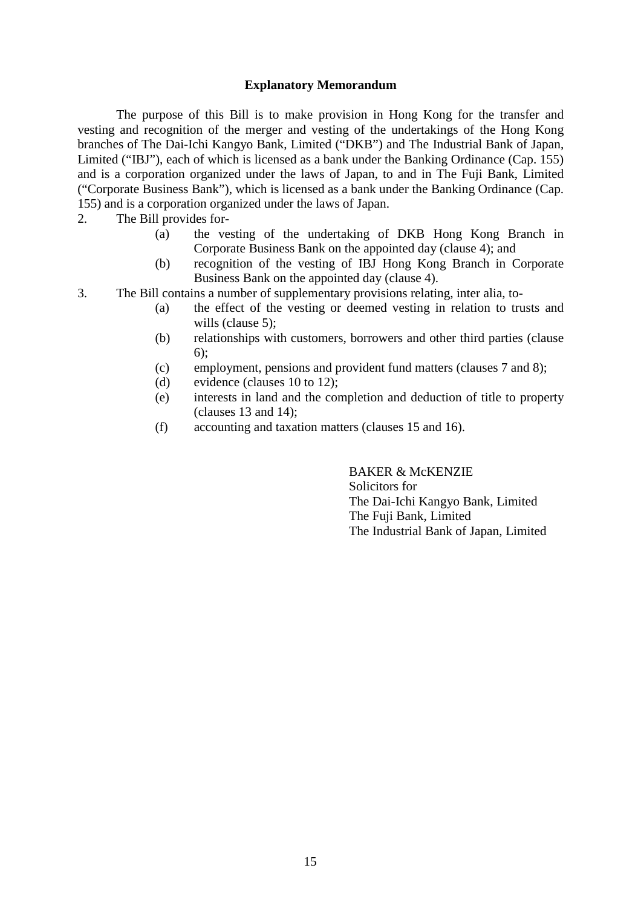## Explanatory Memorandum

The purpose of this Bill is to make provision in Hong Kong for the transfer and vesting and recognition of the merger and vesting of the undertakings of the Hong Kong branches of The Dai-Ichi Kangyo Bank, Limited ("DKB") and The Industrial Bank of Japan, Limited ("IBJ"), each of which is licensed as a bank under the Banking Ordinance (Cap. 155) and is a corporation organized under the laws of Japan, to and in The Fuji Bank, Limited ("Corporate Business Bank"), which is licensed as a bank under the Banking Ordinance (Cap. 155) and is a corporation organized under the laws of Japan.

2. The Bill provides for-

   (a) the vesting of the undertaking of DKB Hong Kong Branch in Corporate Business Bank on the appointed day (clause 4); and

   (b) recognition of the vesting of IBJ Hong Kong Branch in Corporate Business Bank on the appointed day (clause 4).

3. The Bill contains a number of supplementary provisions relating, inter alia, to-

   (a) the effect of the vesting or deemed vesting in relation to trusts and wills (clause 5);

   (b) relationships with customers, borrowers and other third parties (clause 6);

   (c) employment, pensions and provident fund matters (clauses 7 and 8);

   (d) evidence (clauses 10 to 12);

   (e) interests in land and the completion and deduction of title to property (clauses 13 and 14);

   (f) accounting and taxation matters (clauses 15 and 16).

BAKER & McKENZIE
Solicitors for
The Dai-Ichi Kangyo Bank, Limited
The Fuji Bank, Limited
The Industrial Bank of Japan, Limited